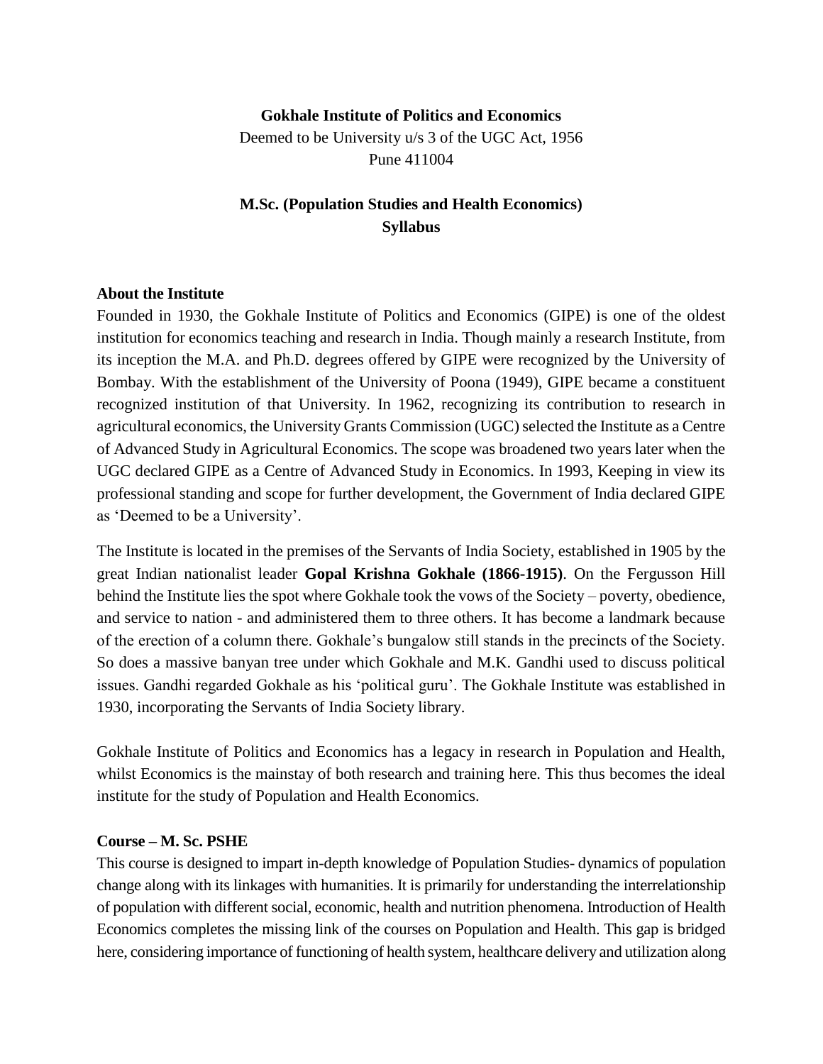**Gokhale Institute of Politics and Economics**

Deemed to be University u/s 3 of the UGC Act, 1956

Pune 411004

# M.Sc. (Population Studies and Health Economics)
# Syllabus

## About the Institute

Founded in 1930, the Gokhale Institute of Politics and Economics (GIPE) is one of the oldest institution for economics teaching and research in India. Though mainly a research Institute, from its inception the M.A. and Ph.D. degrees offered by GIPE were recognized by the University of Bombay. With the establishment of the University of Poona (1949), GIPE became a constituent recognized institution of that University. In 1962, recognizing its contribution to research in agricultural economics, the University Grants Commission (UGC) selected the Institute as a Centre of Advanced Study in Agricultural Economics. The scope was broadened two years later when the UGC declared GIPE as a Centre of Advanced Study in Economics. In 1993, Keeping in view its professional standing and scope for further development, the Government of India declared GIPE as 'Deemed to be a University'.

The Institute is located in the premises of the Servants of India Society, established in 1905 by the great Indian nationalist leader **Gopal Krishna Gokhale (1866-1915)**. On the Fergusson Hill behind the Institute lies the spot where Gokhale took the vows of the Society – poverty, obedience, and service to nation - and administered them to three others. It has become a landmark because of the erection of a column there. Gokhale's bungalow still stands in the precincts of the Society. So does a massive banyan tree under which Gokhale and M.K. Gandhi used to discuss political issues. Gandhi regarded Gokhale as his 'political guru'. The Gokhale Institute was established in 1930, incorporating the Servants of India Society library.

Gokhale Institute of Politics and Economics has a legacy in research in Population and Health, whilst Economics is the mainstay of both research and training here. This thus becomes the ideal institute for the study of Population and Health Economics.

## Course – M. Sc. PSHE

This course is designed to impart in-depth knowledge of Population Studies- dynamics of population change along with its linkages with humanities. It is primarily for understanding the interrelationship of population with different social, economic, health and nutrition phenomena. Introduction of Health Economics completes the missing link of the courses on Population and Health. This gap is bridged here, considering importance of functioning of health system, healthcare delivery and utilization along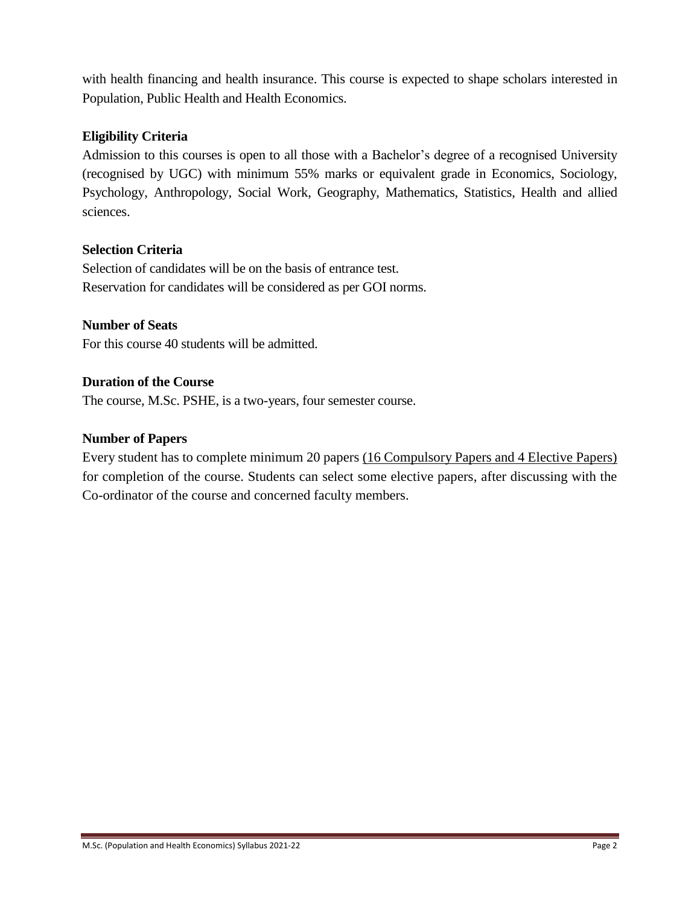with health financing and health insurance. This course is expected to shape scholars interested in Population, Public Health and Health Economics.

### Eligibility Criteria

Admission to this courses is open to all those with a Bachelor's degree of a recognised University (recognised by UGC) with minimum 55% marks or equivalent grade in Economics, Sociology, Psychology, Anthropology, Social Work, Geography, Mathematics, Statistics, Health and allied sciences.

### Selection Criteria

Selection of candidates will be on the basis of entrance test.
Reservation for candidates will be considered as per GOI norms.

### Number of Seats

For this course 40 students will be admitted.

### Duration of the Course

The course, M.Sc. PSHE, is a two-years, four semester course.

### Number of Papers

Every student has to complete minimum 20 papers <u>(16 Compulsory Papers and 4 Elective Papers)</u> for completion of the course. Students can select some elective papers, after discussing with the Co-ordinator of the course and concerned faculty members.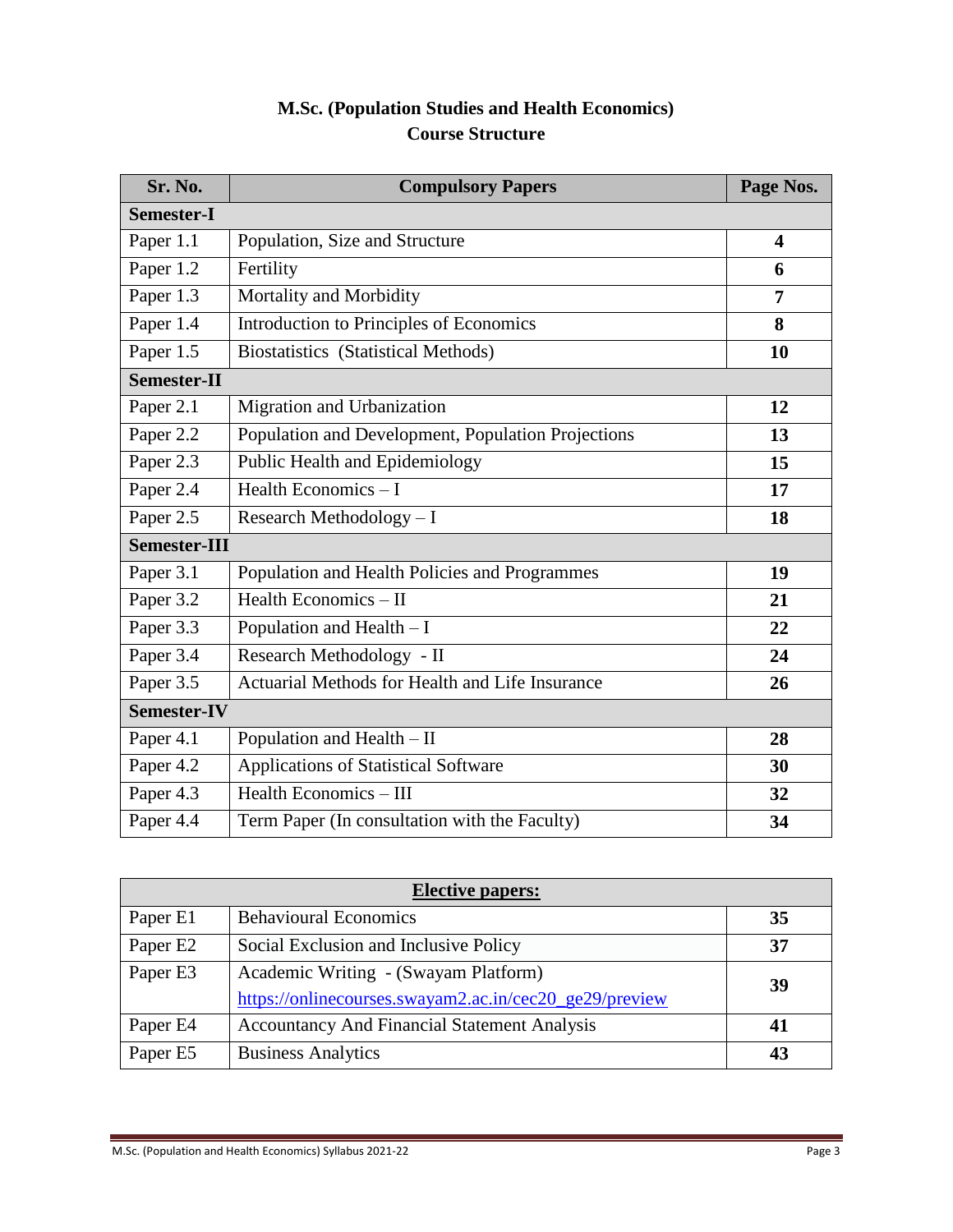# M.Sc. (Population Studies and Health Economics)
## Course Structure

| Sr. No. | Compulsory Papers | Page Nos. |
|---|---|---|
| **Semester-I** | | |
| Paper 1.1 | Population, Size and Structure | **4** |
| Paper 1.2 | Fertility | **6** |
| Paper 1.3 | Mortality and Morbidity | **7** |
| Paper 1.4 | Introduction to Principles of Economics | **8** |
| Paper 1.5 | Biostatistics (Statistical Methods) | **10** |
| **Semester-II** | | |
| Paper 2.1 | Migration and Urbanization | **12** |
| Paper 2.2 | Population and Development, Population Projections | **13** |
| Paper 2.3 | Public Health and Epidemiology | **15** |
| Paper 2.4 | Health Economics – I | **17** |
| Paper 2.5 | Research Methodology – I | **18** |
| **Semester-III** | | |
| Paper 3.1 | Population and Health Policies and Programmes | **19** |
| Paper 3.2 | Health Economics – II | **21** |
| Paper 3.3 | Population and Health – I | **22** |
| Paper 3.4 | Research Methodology - II | **24** |
| Paper 3.5 | Actuarial Methods for Health and Life Insurance | **26** |
| **Semester-IV** | | |
| Paper 4.1 | Population and Health – II | **28** |
| Paper 4.2 | Applications of Statistical Software | **30** |
| Paper 4.3 | Health Economics – III | **32** |
| Paper 4.4 | Term Paper (In consultation with the Faculty) | **34** |

| **Elective papers:** | | |
|---|---|---|
| Paper E1 | Behavioural Economics | **35** |
| Paper E2 | Social Exclusion and Inclusive Policy | **37** |
| Paper E3 | Academic Writing - (Swayam Platform) https://onlinecourses.swayam2.ac.in/cec20_ge29/preview | **39** |
| Paper E4 | Accountancy And Financial Statement Analysis | **41** |
| Paper E5 | Business Analytics | **43** |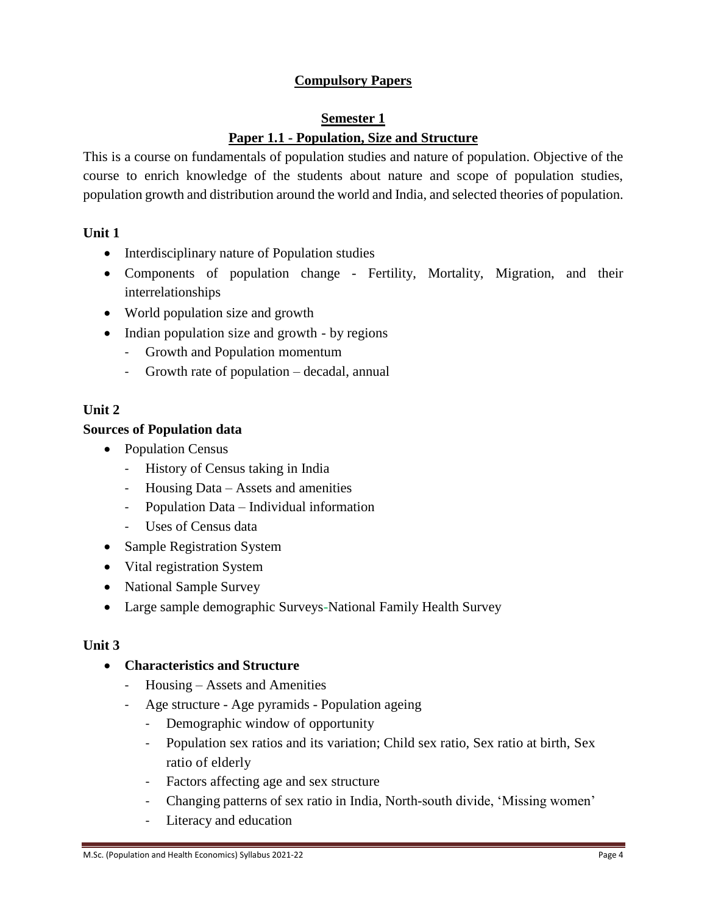## Compulsory Papers

### Semester 1

### Paper 1.1 - Population, Size and Structure

This is a course on fundamentals of population studies and nature of population. Objective of the course to enrich knowledge of the students about nature and scope of population studies, population growth and distribution around the world and India, and selected theories of population.

**Unit 1**

- Interdisciplinary nature of Population studies
- Components of population change - Fertility, Mortality, Migration, and their interrelationships
- World population size and growth
- Indian population size and growth - by regions
  - Growth and Population momentum
  - Growth rate of population – decadal, annual

**Unit 2**

**Sources of Population data**

- Population Census
  - History of Census taking in India
  - Housing Data – Assets and amenities
  - Population Data – Individual information
  - Uses of Census data
- Sample Registration System
- Vital registration System
- National Sample Survey
- Large sample demographic Surveys-National Family Health Survey

**Unit 3**

- **Characteristics and Structure**
  - Housing – Assets and Amenities
  - Age structure - Age pyramids - Population ageing
    - Demographic window of opportunity
    - Population sex ratios and its variation; Child sex ratio, Sex ratio at birth, Sex ratio of elderly
    - Factors affecting age and sex structure
    - Changing patterns of sex ratio in India, North-south divide, 'Missing women'
    - Literacy and education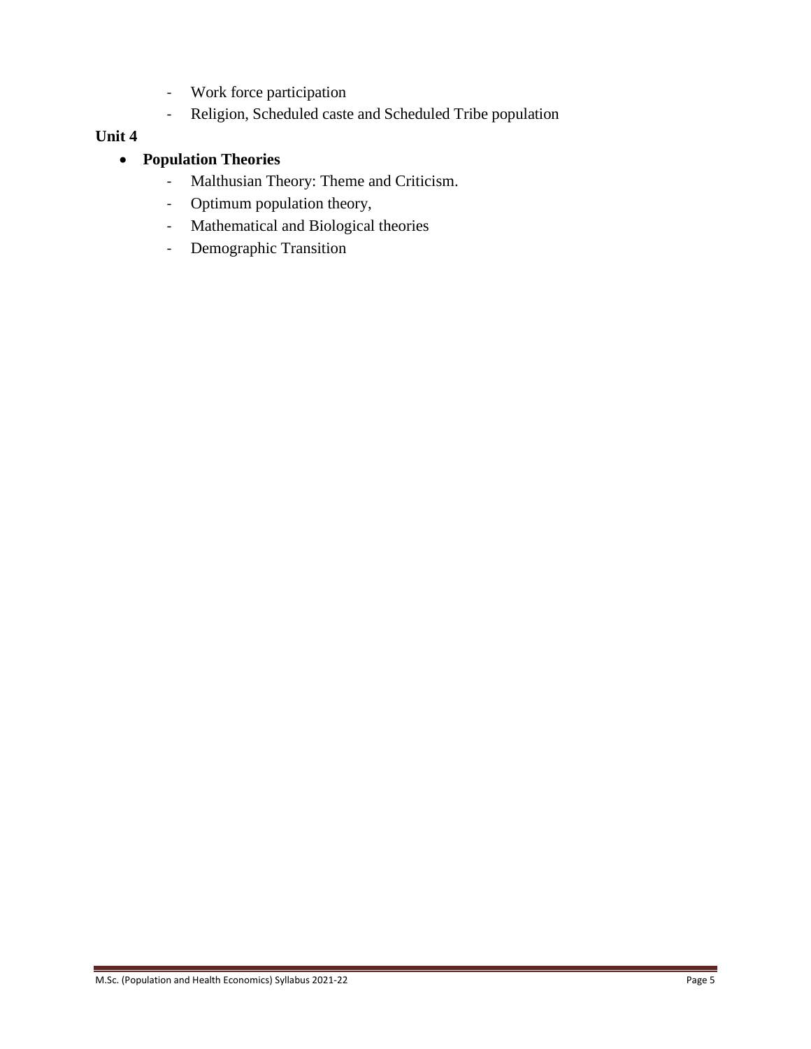- Work force participation
  - Religion, Scheduled caste and Scheduled Tribe population

**Unit 4**

- **Population Theories**
  - Malthusian Theory: Theme and Criticism.
  - Optimum population theory,
  - Mathematical and Biological theories
  - Demographic Transition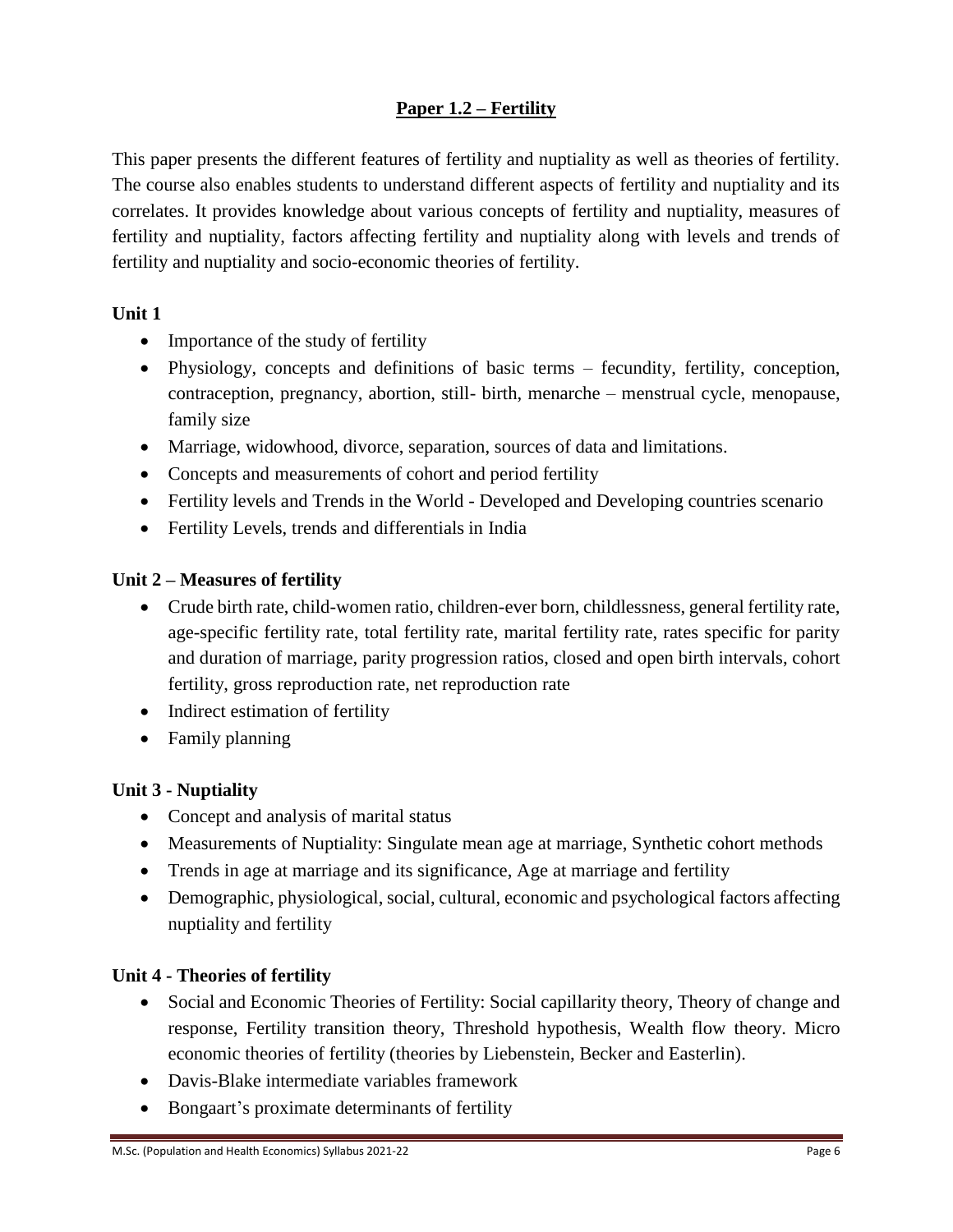## Paper 1.2 – Fertility

This paper presents the different features of fertility and nuptiality as well as theories of fertility. The course also enables students to understand different aspects of fertility and nuptiality and its correlates. It provides knowledge about various concepts of fertility and nuptiality, measures of fertility and nuptiality, factors affecting fertility and nuptiality along with levels and trends of fertility and nuptiality and socio-economic theories of fertility.

### Unit 1

- Importance of the study of fertility
- Physiology, concepts and definitions of basic terms – fecundity, fertility, conception, contraception, pregnancy, abortion, still- birth, menarche – menstrual cycle, menopause, family size
- Marriage, widowhood, divorce, separation, sources of data and limitations.
- Concepts and measurements of cohort and period fertility
- Fertility levels and Trends in the World - Developed and Developing countries scenario
- Fertility Levels, trends and differentials in India

### Unit 2 – Measures of fertility

- Crude birth rate, child-women ratio, children-ever born, childlessness, general fertility rate, age-specific fertility rate, total fertility rate, marital fertility rate, rates specific for parity and duration of marriage, parity progression ratios, closed and open birth intervals, cohort fertility, gross reproduction rate, net reproduction rate
- Indirect estimation of fertility
- Family planning

### Unit 3 - Nuptiality

- Concept and analysis of marital status
- Measurements of Nuptiality: Singulate mean age at marriage, Synthetic cohort methods
- Trends in age at marriage and its significance, Age at marriage and fertility
- Demographic, physiological, social, cultural, economic and psychological factors affecting nuptiality and fertility

### Unit 4 - Theories of fertility

- Social and Economic Theories of Fertility: Social capillarity theory, Theory of change and response, Fertility transition theory, Threshold hypothesis, Wealth flow theory. Micro economic theories of fertility (theories by Liebenstein, Becker and Easterlin).
- Davis-Blake intermediate variables framework
- Bongaart's proximate determinants of fertility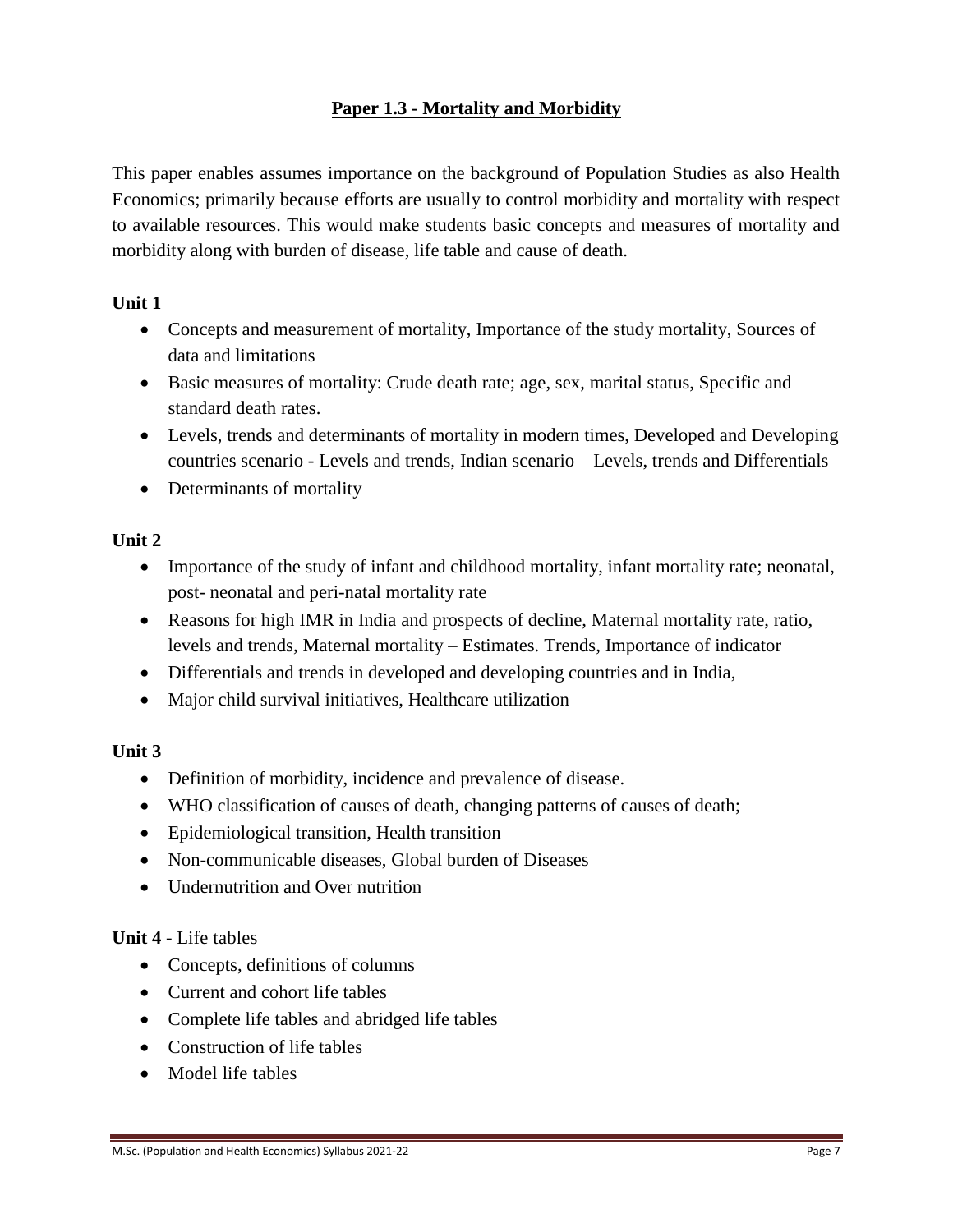## Paper 1.3 - Mortality and Morbidity

This paper enables assumes importance on the background of Population Studies as also Health Economics; primarily because efforts are usually to control morbidity and mortality with respect to available resources. This would make students basic concepts and measures of mortality and morbidity along with burden of disease, life table and cause of death.

**Unit 1**

- Concepts and measurement of mortality, Importance of the study mortality, Sources of data and limitations
- Basic measures of mortality: Crude death rate; age, sex, marital status, Specific and standard death rates.
- Levels, trends and determinants of mortality in modern times, Developed and Developing countries scenario - Levels and trends, Indian scenario – Levels, trends and Differentials
- Determinants of mortality

**Unit 2**

- Importance of the study of infant and childhood mortality, infant mortality rate; neonatal, post- neonatal and peri-natal mortality rate
- Reasons for high IMR in India and prospects of decline, Maternal mortality rate, ratio, levels and trends, Maternal mortality – Estimates. Trends, Importance of indicator
- Differentials and trends in developed and developing countries and in India,
- Major child survival initiatives, Healthcare utilization

**Unit 3**

- Definition of morbidity, incidence and prevalence of disease.
- WHO classification of causes of death, changing patterns of causes of death;
- Epidemiological transition, Health transition
- Non-communicable diseases, Global burden of Diseases
- Undernutrition and Over nutrition

**Unit 4 -** Life tables

- Concepts, definitions of columns
- Current and cohort life tables
- Complete life tables and abridged life tables
- Construction of life tables
- Model life tables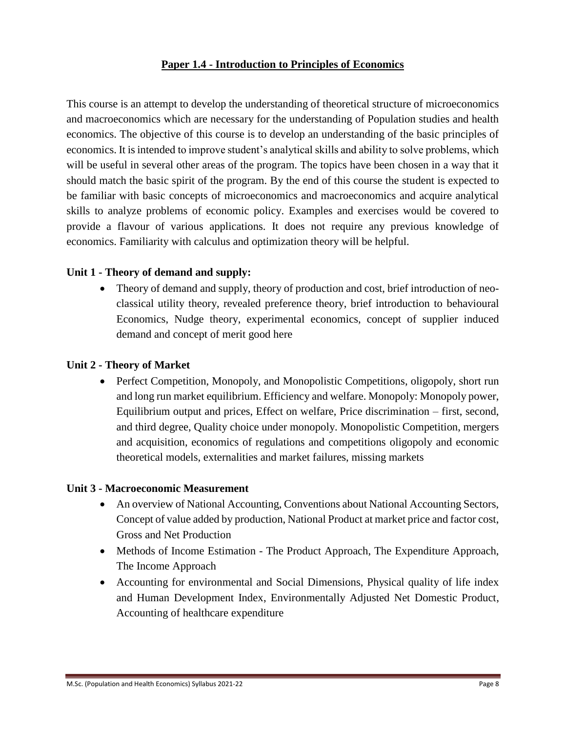## Paper 1.4 - Introduction to Principles of Economics

This course is an attempt to develop the understanding of theoretical structure of microeconomics and macroeconomics which are necessary for the understanding of Population studies and health economics. The objective of this course is to develop an understanding of the basic principles of economics. It is intended to improve student's analytical skills and ability to solve problems, which will be useful in several other areas of the program. The topics have been chosen in a way that it should match the basic spirit of the program. By the end of this course the student is expected to be familiar with basic concepts of microeconomics and macroeconomics and acquire analytical skills to analyze problems of economic policy. Examples and exercises would be covered to provide a flavour of various applications. It does not require any previous knowledge of economics. Familiarity with calculus and optimization theory will be helpful.

### Unit 1 - Theory of demand and supply:

- Theory of demand and supply, theory of production and cost, brief introduction of neo-classical utility theory, revealed preference theory, brief introduction to behavioural Economics, Nudge theory, experimental economics, concept of supplier induced demand and concept of merit good here

### Unit 2 - Theory of Market

- Perfect Competition, Monopoly, and Monopolistic Competitions, oligopoly, short run and long run market equilibrium. Efficiency and welfare. Monopoly: Monopoly power, Equilibrium output and prices, Effect on welfare, Price discrimination – first, second, and third degree, Quality choice under monopoly. Monopolistic Competition, mergers and acquisition, economics of regulations and competitions oligopoly and economic theoretical models, externalities and market failures, missing markets

### Unit 3 - Macroeconomic Measurement

- An overview of National Accounting, Conventions about National Accounting Sectors, Concept of value added by production, National Product at market price and factor cost, Gross and Net Production
- Methods of Income Estimation - The Product Approach, The Expenditure Approach, The Income Approach
- Accounting for environmental and Social Dimensions, Physical quality of life index and Human Development Index, Environmentally Adjusted Net Domestic Product, Accounting of healthcare expenditure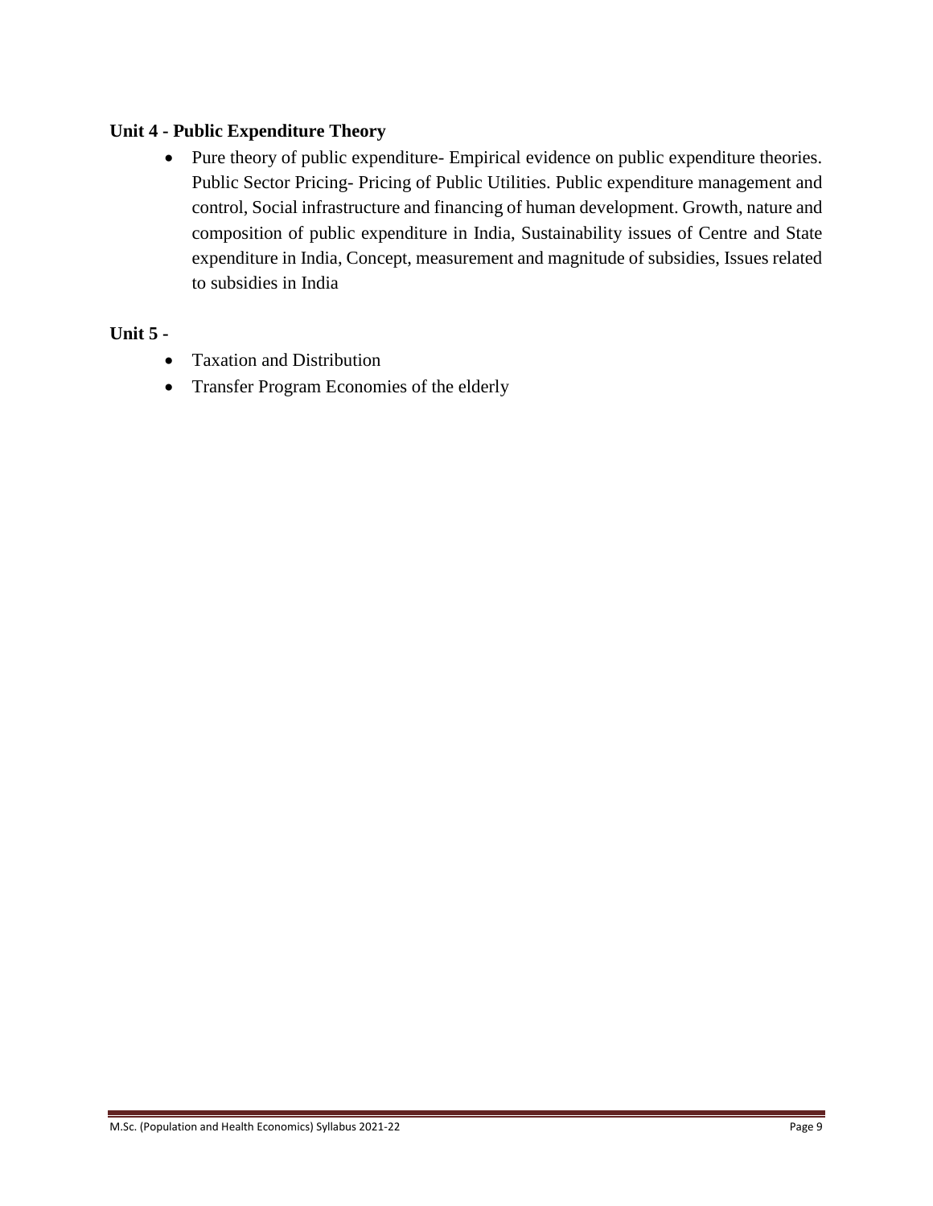**Unit 4 - Public Expenditure Theory**

- Pure theory of public expenditure- Empirical evidence on public expenditure theories. Public Sector Pricing- Pricing of Public Utilities. Public expenditure management and control, Social infrastructure and financing of human development. Growth, nature and composition of public expenditure in India, Sustainability issues of Centre and State expenditure in India, Concept, measurement and magnitude of subsidies, Issues related to subsidies in India

**Unit 5 -**

- Taxation and Distribution
- Transfer Program Economies of the elderly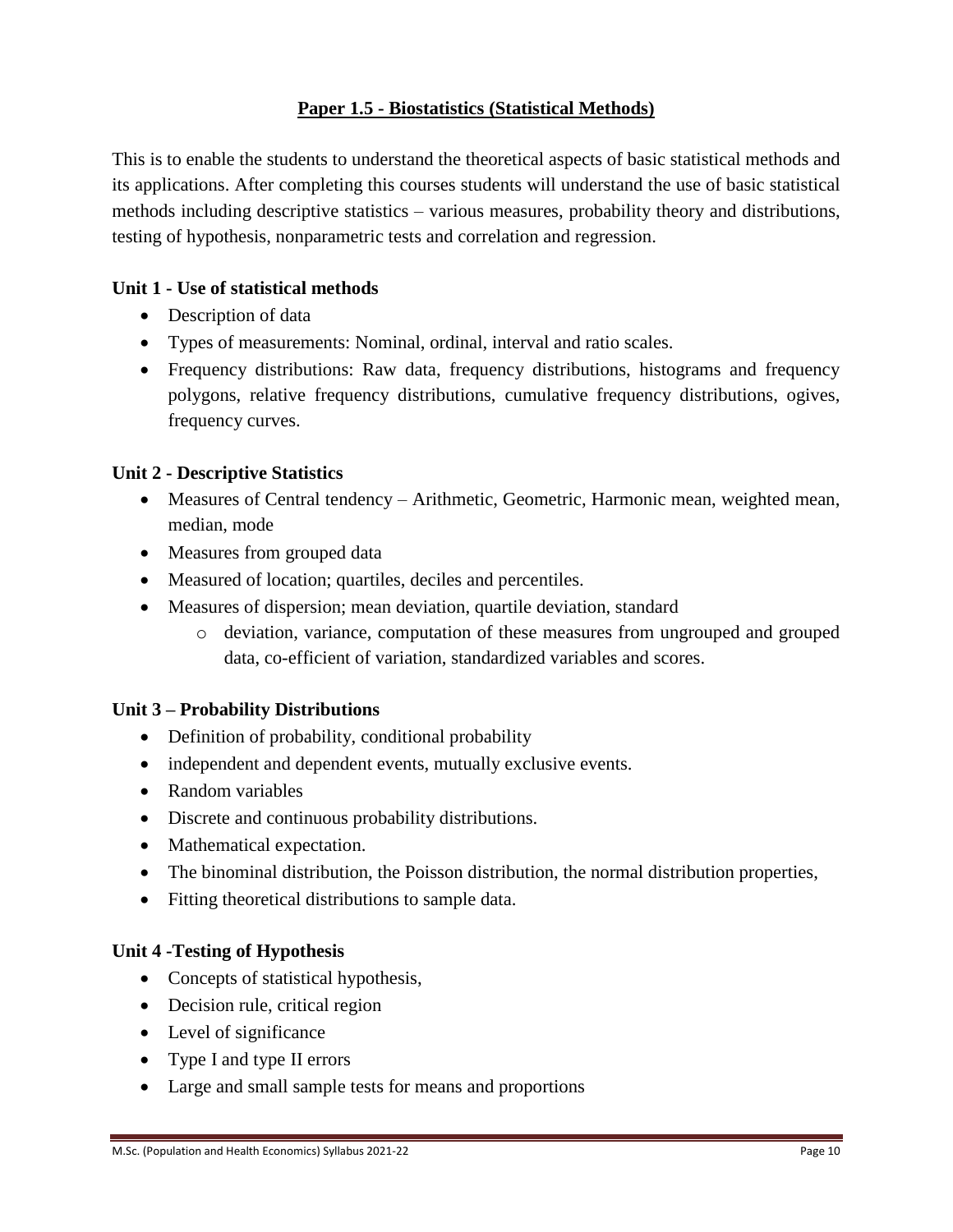## Paper 1.5 - Biostatistics (Statistical Methods)

This is to enable the students to understand the theoretical aspects of basic statistical methods and its applications. After completing this courses students will understand the use of basic statistical methods including descriptive statistics – various measures, probability theory and distributions, testing of hypothesis, nonparametric tests and correlation and regression.

### Unit 1 - Use of statistical methods

- Description of data
- Types of measurements: Nominal, ordinal, interval and ratio scales.
- Frequency distributions: Raw data, frequency distributions, histograms and frequency polygons, relative frequency distributions, cumulative frequency distributions, ogives, frequency curves.

### Unit 2 - Descriptive Statistics

- Measures of Central tendency – Arithmetic, Geometric, Harmonic mean, weighted mean, median, mode
- Measures from grouped data
- Measured of location; quartiles, deciles and percentiles.
- Measures of dispersion; mean deviation, quartile deviation, standard
  - deviation, variance, computation of these measures from ungrouped and grouped data, co-efficient of variation, standardized variables and scores.

### Unit 3 – Probability Distributions

- Definition of probability, conditional probability
- independent and dependent events, mutually exclusive events.
- Random variables
- Discrete and continuous probability distributions.
- Mathematical expectation.
- The binominal distribution, the Poisson distribution, the normal distribution properties,
- Fitting theoretical distributions to sample data.

### Unit 4 -Testing of Hypothesis

- Concepts of statistical hypothesis,
- Decision rule, critical region
- Level of significance
- Type I and type II errors
- Large and small sample tests for means and proportions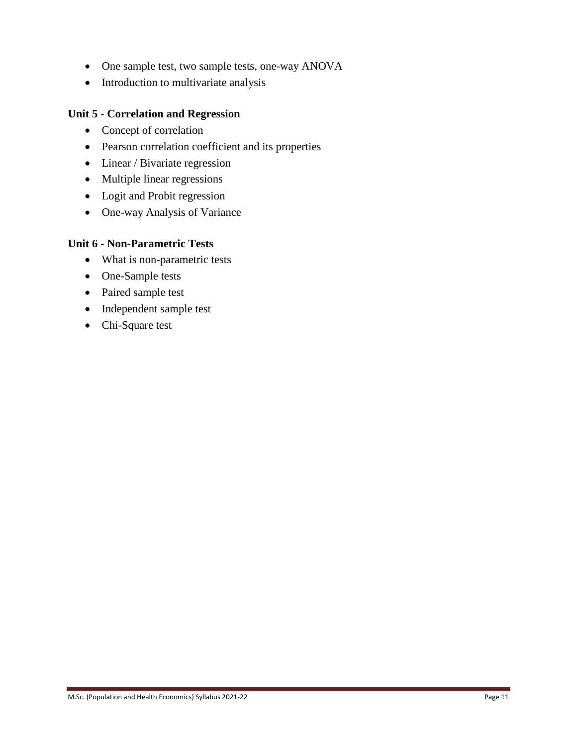- One sample test, two sample tests, one-way ANOVA
- Introduction to multivariate analysis

### Unit 5 - Correlation and Regression

- Concept of correlation
- Pearson correlation coefficient and its properties
- Linear / Bivariate regression
- Multiple linear regressions
- Logit and Probit regression
- One-way Analysis of Variance

### Unit 6 - Non-Parametric Tests

- What is non-parametric tests
- One-Sample tests
- Paired sample test
- Independent sample test
- Chi-Square test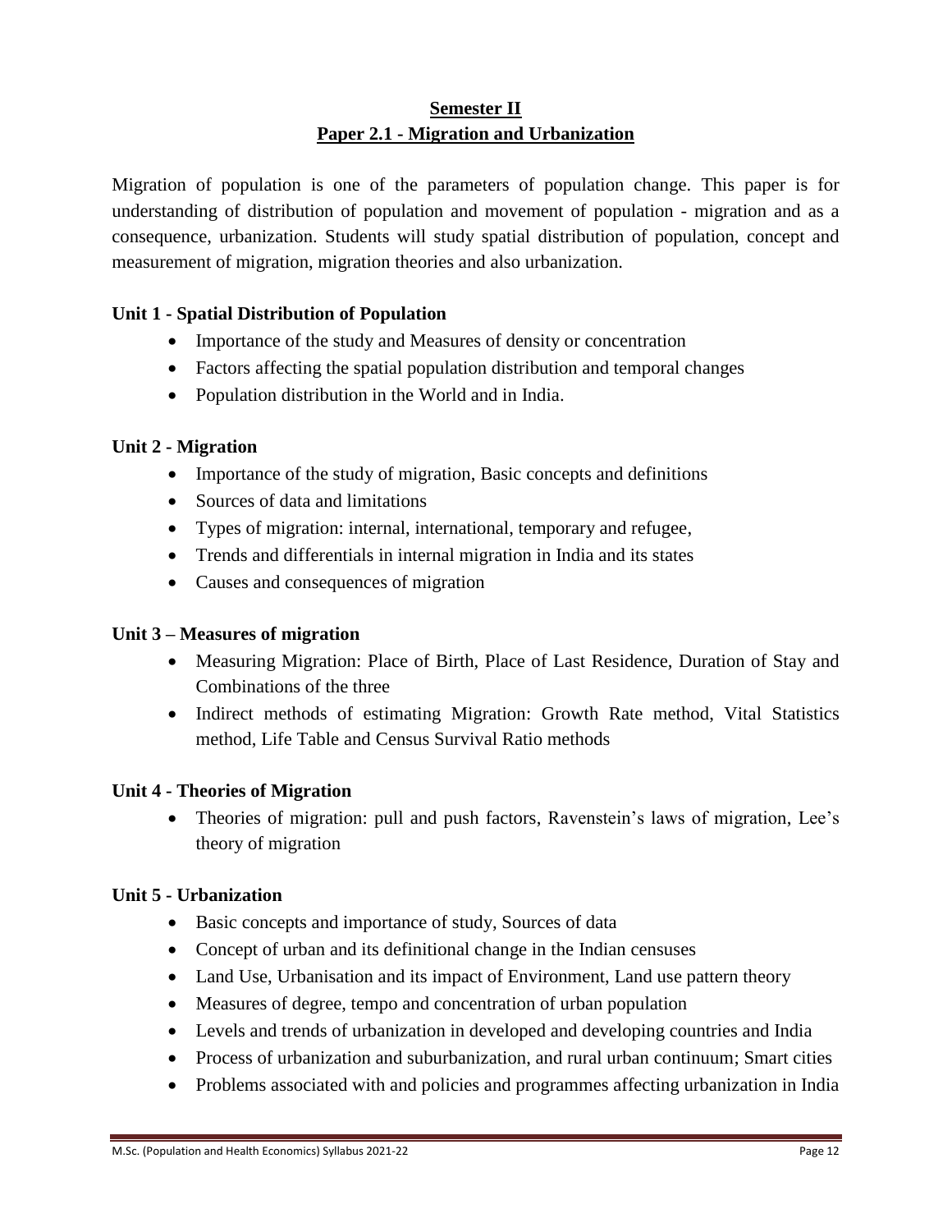## Semester II

## Paper 2.1 - Migration and Urbanization

Migration of population is one of the parameters of population change. This paper is for understanding of distribution of population and movement of population - migration and as a consequence, urbanization. Students will study spatial distribution of population, concept and measurement of migration, migration theories and also urbanization.

**Unit 1 - Spatial Distribution of Population**

- Importance of the study and Measures of density or concentration
- Factors affecting the spatial population distribution and temporal changes
- Population distribution in the World and in India.

**Unit 2 - Migration**

- Importance of the study of migration, Basic concepts and definitions
- Sources of data and limitations
- Types of migration: internal, international, temporary and refugee,
- Trends and differentials in internal migration in India and its states
- Causes and consequences of migration

**Unit 3 – Measures of migration**

- Measuring Migration: Place of Birth, Place of Last Residence, Duration of Stay and Combinations of the three
- Indirect methods of estimating Migration: Growth Rate method, Vital Statistics method, Life Table and Census Survival Ratio methods

**Unit 4 - Theories of Migration**

- Theories of migration: pull and push factors, Ravenstein's laws of migration, Lee's theory of migration

**Unit 5 - Urbanization**

- Basic concepts and importance of study, Sources of data
- Concept of urban and its definitional change in the Indian censuses
- Land Use, Urbanisation and its impact of Environment, Land use pattern theory
- Measures of degree, tempo and concentration of urban population
- Levels and trends of urbanization in developed and developing countries and India
- Process of urbanization and suburbanization, and rural urban continuum; Smart cities
- Problems associated with and policies and programmes affecting urbanization in India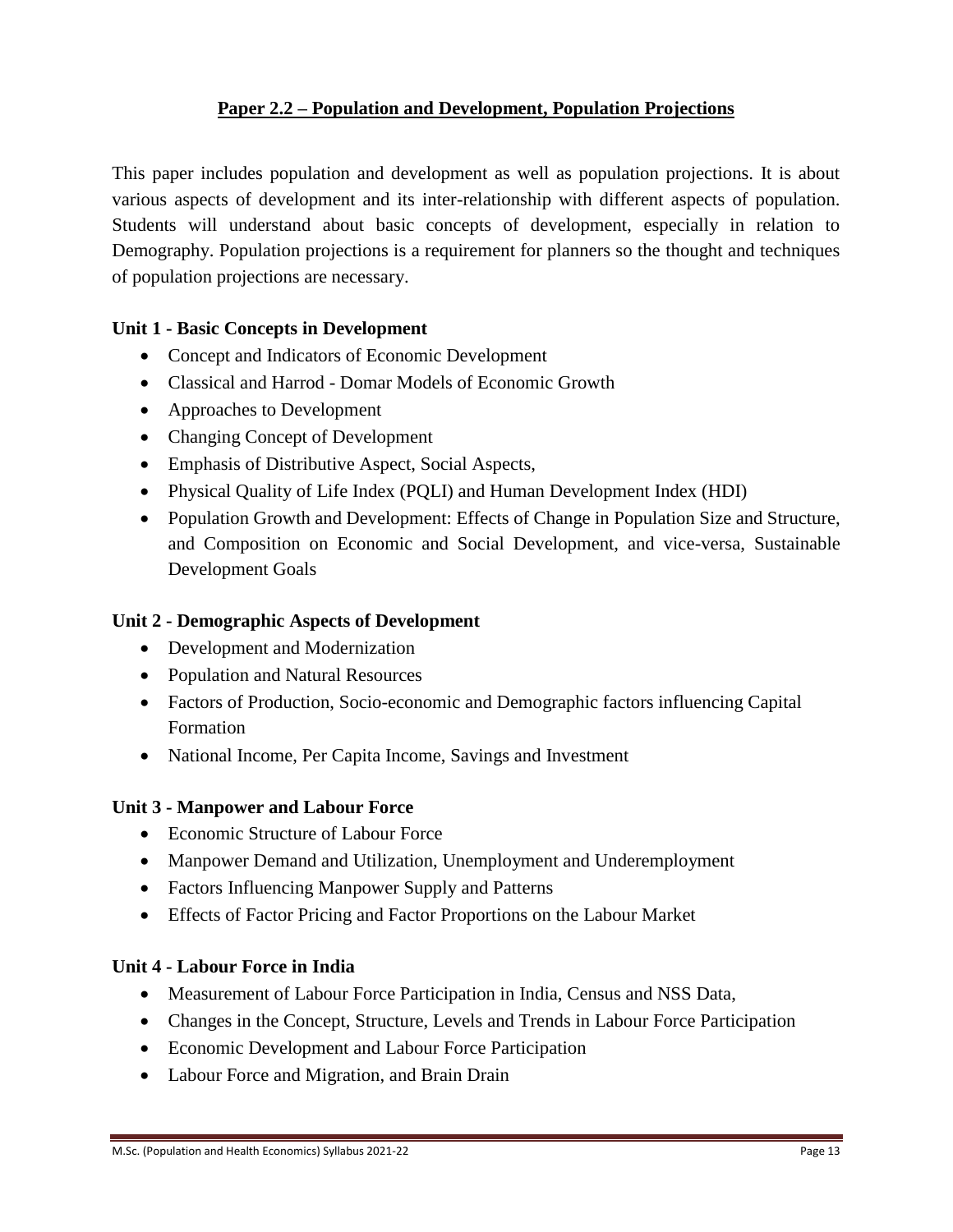## Paper 2.2 – Population and Development, Population Projections

This paper includes population and development as well as population projections. It is about various aspects of development and its inter-relationship with different aspects of population. Students will understand about basic concepts of development, especially in relation to Demography. Population projections is a requirement for planners so the thought and techniques of population projections are necessary.

### Unit 1 - Basic Concepts in Development

- Concept and Indicators of Economic Development
- Classical and Harrod - Domar Models of Economic Growth
- Approaches to Development
- Changing Concept of Development
- Emphasis of Distributive Aspect, Social Aspects,
- Physical Quality of Life Index (PQLI) and Human Development Index (HDI)
- Population Growth and Development: Effects of Change in Population Size and Structure, and Composition on Economic and Social Development, and vice-versa, Sustainable Development Goals

### Unit 2 - Demographic Aspects of Development

- Development and Modernization
- Population and Natural Resources
- Factors of Production, Socio-economic and Demographic factors influencing Capital Formation
- National Income, Per Capita Income, Savings and Investment

### Unit 3 - Manpower and Labour Force

- Economic Structure of Labour Force
- Manpower Demand and Utilization, Unemployment and Underemployment
- Factors Influencing Manpower Supply and Patterns
- Effects of Factor Pricing and Factor Proportions on the Labour Market

### Unit 4 - Labour Force in India

- Measurement of Labour Force Participation in India, Census and NSS Data,
- Changes in the Concept, Structure, Levels and Trends in Labour Force Participation
- Economic Development and Labour Force Participation
- Labour Force and Migration, and Brain Drain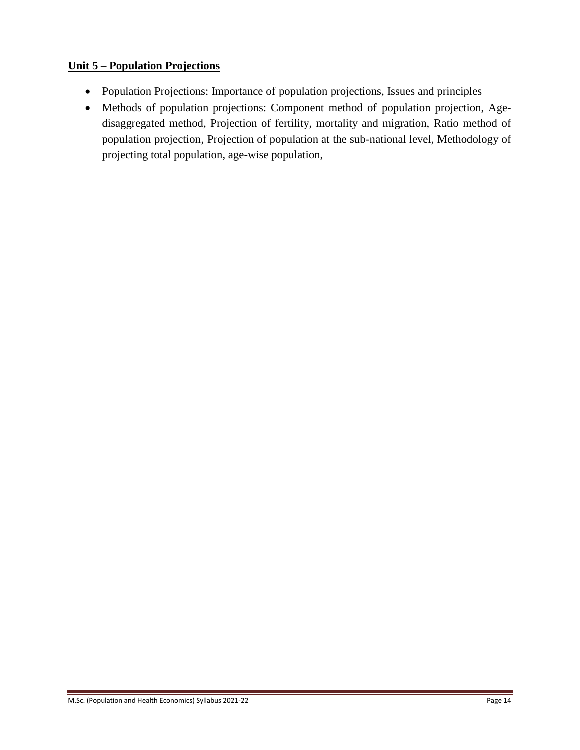**Unit 5 – Population Projections**

- Population Projections: Importance of population projections, Issues and principles
- Methods of population projections: Component method of population projection, Age-disaggregated method, Projection of fertility, mortality and migration, Ratio method of population projection, Projection of population at the sub-national level, Methodology of projecting total population, age-wise population,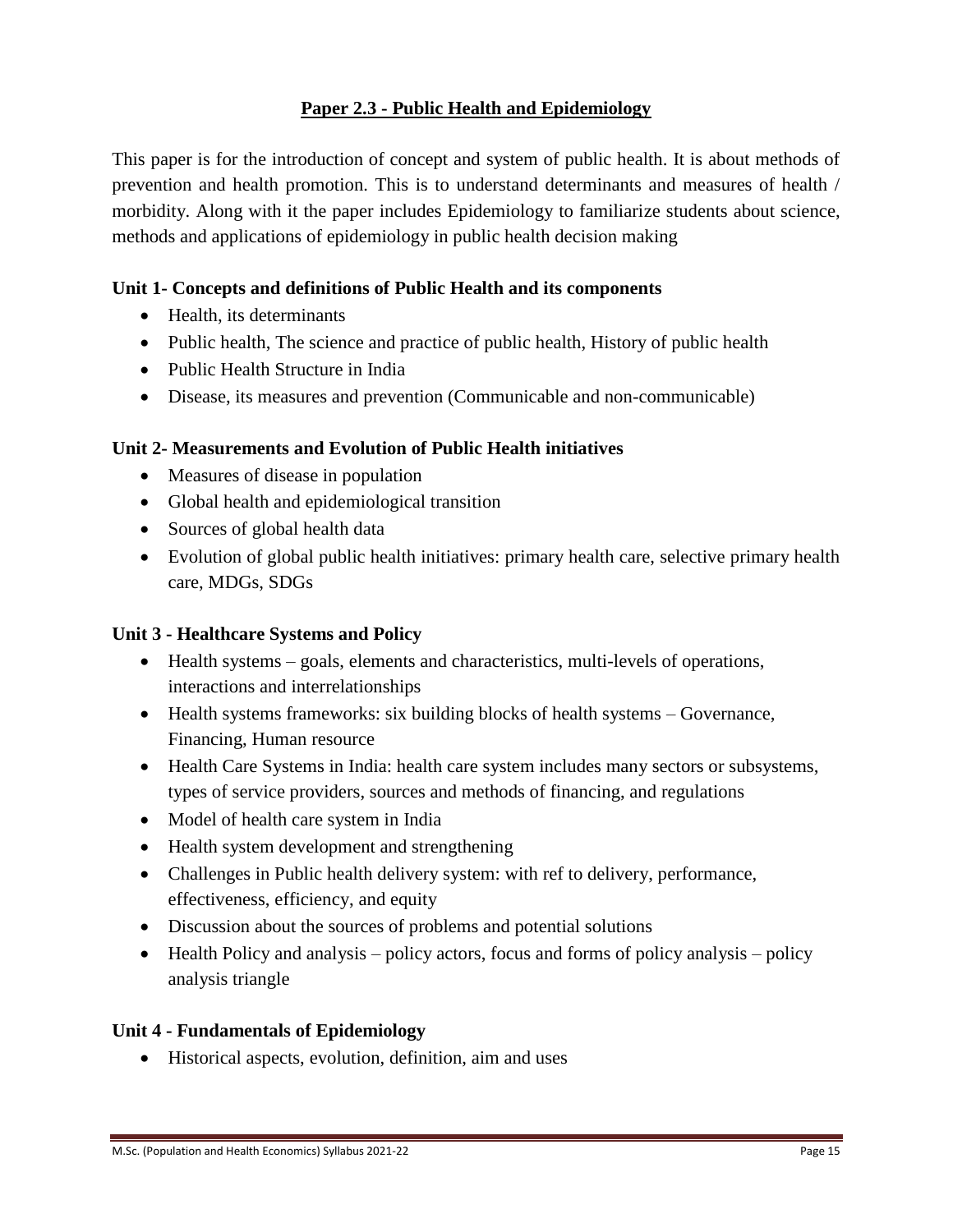## Paper 2.3 - Public Health and Epidemiology

This paper is for the introduction of concept and system of public health. It is about methods of prevention and health promotion. This is to understand determinants and measures of health / morbidity. Along with it the paper includes Epidemiology to familiarize students about science, methods and applications of epidemiology in public health decision making

### Unit 1- Concepts and definitions of Public Health and its components

- Health, its determinants
- Public health, The science and practice of public health, History of public health
- Public Health Structure in India
- Disease, its measures and prevention (Communicable and non-communicable)

### Unit 2- Measurements and Evolution of Public Health initiatives

- Measures of disease in population
- Global health and epidemiological transition
- Sources of global health data
- Evolution of global public health initiatives: primary health care, selective primary health care, MDGs, SDGs

### Unit 3 - Healthcare Systems and Policy

- Health systems – goals, elements and characteristics, multi-levels of operations, interactions and interrelationships
- Health systems frameworks: six building blocks of health systems – Governance, Financing, Human resource
- Health Care Systems in India: health care system includes many sectors or subsystems, types of service providers, sources and methods of financing, and regulations
- Model of health care system in India
- Health system development and strengthening
- Challenges in Public health delivery system: with ref to delivery, performance, effectiveness, efficiency, and equity
- Discussion about the sources of problems and potential solutions
- Health Policy and analysis – policy actors, focus and forms of policy analysis – policy analysis triangle

### Unit 4 - Fundamentals of Epidemiology

- Historical aspects, evolution, definition, aim and uses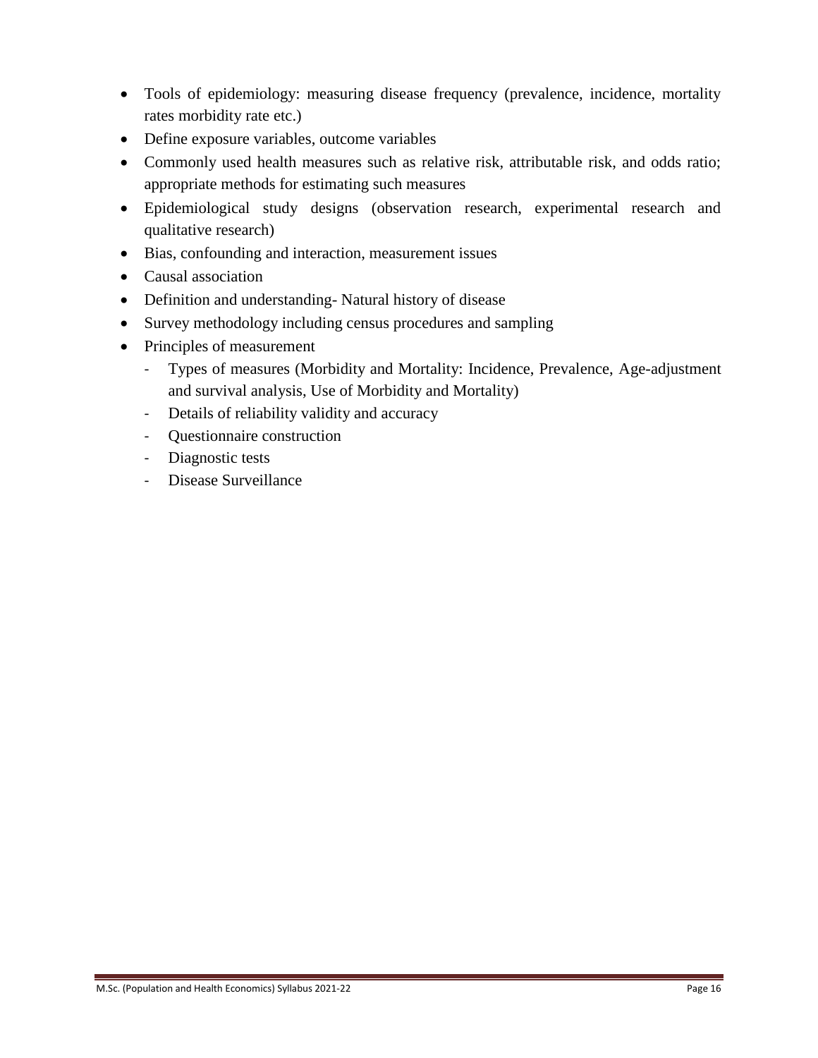- Tools of epidemiology: measuring disease frequency (prevalence, incidence, mortality rates morbidity rate etc.)
- Define exposure variables, outcome variables
- Commonly used health measures such as relative risk, attributable risk, and odds ratio; appropriate methods for estimating such measures
- Epidemiological study designs (observation research, experimental research and qualitative research)
- Bias, confounding and interaction, measurement issues
- Causal association
- Definition and understanding- Natural history of disease
- Survey methodology including census procedures and sampling
- Principles of measurement
  - Types of measures (Morbidity and Mortality: Incidence, Prevalence, Age-adjustment and survival analysis, Use of Morbidity and Mortality)
  - Details of reliability validity and accuracy
  - Questionnaire construction
  - Diagnostic tests
  - Disease Surveillance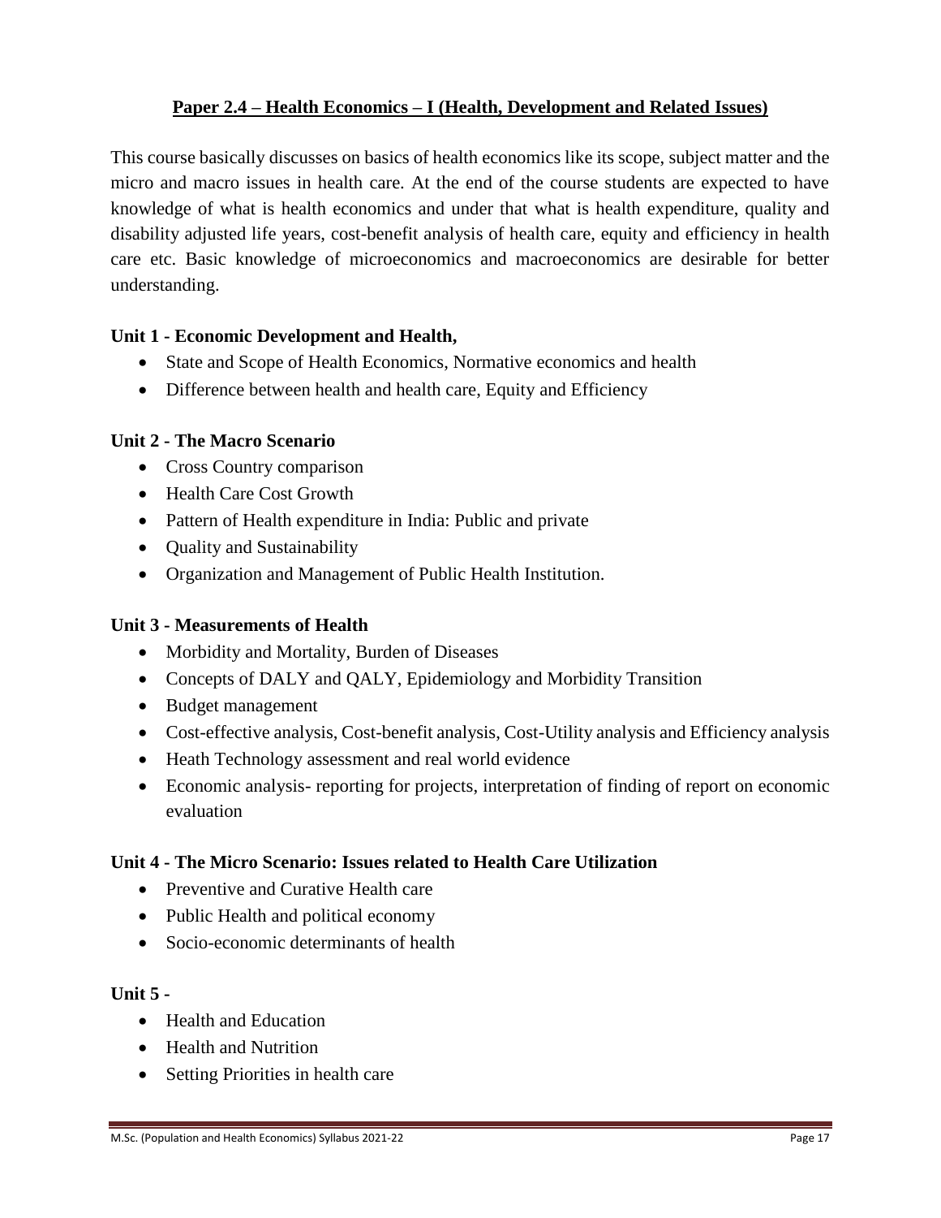## Paper 2.4 – Health Economics – I (Health, Development and Related Issues)

This course basically discusses on basics of health economics like its scope, subject matter and the micro and macro issues in health care. At the end of the course students are expected to have knowledge of what is health economics and under that what is health expenditure, quality and disability adjusted life years, cost-benefit analysis of health care, equity and efficiency in health care etc. Basic knowledge of microeconomics and macroeconomics are desirable for better understanding.

### Unit 1 - Economic Development and Health,

- State and Scope of Health Economics, Normative economics and health
- Difference between health and health care, Equity and Efficiency

### Unit 2 - The Macro Scenario

- Cross Country comparison
- Health Care Cost Growth
- Pattern of Health expenditure in India: Public and private
- Quality and Sustainability
- Organization and Management of Public Health Institution.

### Unit 3 - Measurements of Health

- Morbidity and Mortality, Burden of Diseases
- Concepts of DALY and QALY, Epidemiology and Morbidity Transition
- Budget management
- Cost-effective analysis, Cost-benefit analysis, Cost-Utility analysis and Efficiency analysis
- Heath Technology assessment and real world evidence
- Economic analysis- reporting for projects, interpretation of finding of report on economic evaluation

### Unit 4 - The Micro Scenario: Issues related to Health Care Utilization

- Preventive and Curative Health care
- Public Health and political economy
- Socio-economic determinants of health

### Unit 5 -

- Health and Education
- Health and Nutrition
- Setting Priorities in health care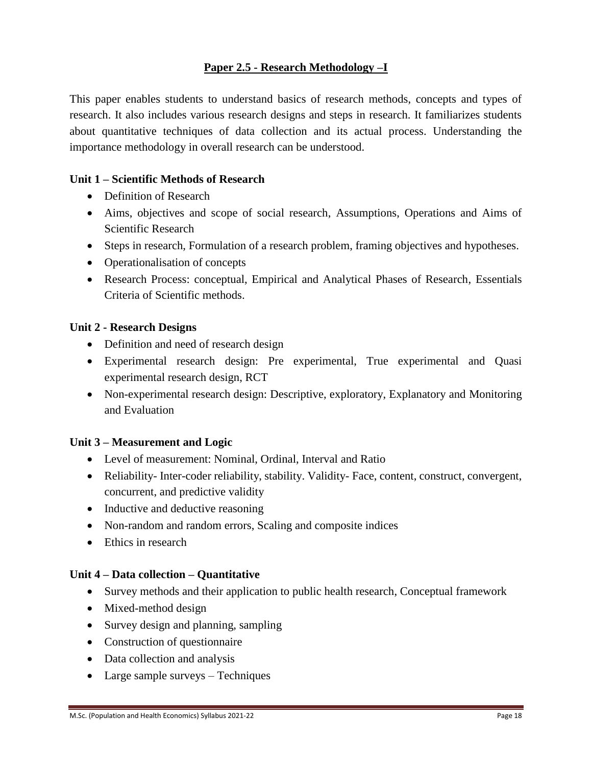## Paper 2.5 - Research Methodology –I

This paper enables students to understand basics of research methods, concepts and types of research. It also includes various research designs and steps in research. It familiarizes students about quantitative techniques of data collection and its actual process. Understanding the importance methodology in overall research can be understood.

### Unit 1 – Scientific Methods of Research

- Definition of Research
- Aims, objectives and scope of social research, Assumptions, Operations and Aims of Scientific Research
- Steps in research, Formulation of a research problem, framing objectives and hypotheses.
- Operationalisation of concepts
- Research Process: conceptual, Empirical and Analytical Phases of Research, Essentials Criteria of Scientific methods.

### Unit 2 - Research Designs

- Definition and need of research design
- Experimental research design: Pre experimental, True experimental and Quasi experimental research design, RCT
- Non-experimental research design: Descriptive, exploratory, Explanatory and Monitoring and Evaluation

### Unit 3 – Measurement and Logic

- Level of measurement: Nominal, Ordinal, Interval and Ratio
- Reliability- Inter-coder reliability, stability. Validity- Face, content, construct, convergent, concurrent, and predictive validity
- Inductive and deductive reasoning
- Non-random and random errors, Scaling and composite indices
- Ethics in research

### Unit 4 – Data collection – Quantitative

- Survey methods and their application to public health research, Conceptual framework
- Mixed-method design
- Survey design and planning, sampling
- Construction of questionnaire
- Data collection and analysis
- Large sample surveys – Techniques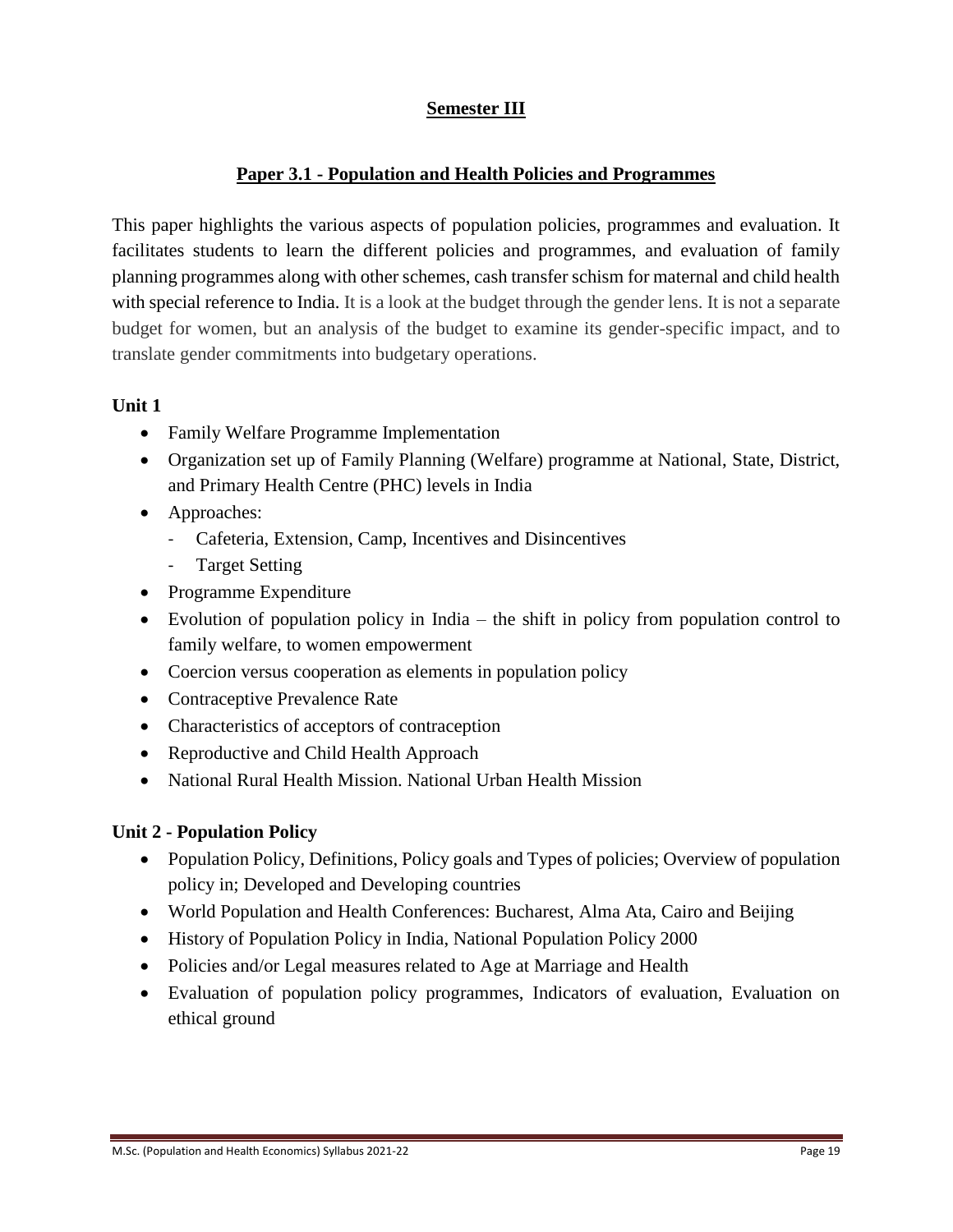## Semester III

### Paper 3.1 - Population and Health Policies and Programmes

This paper highlights the various aspects of population policies, programmes and evaluation. It facilitates students to learn the different policies and programmes, and evaluation of family planning programmes along with other schemes, cash transfer schism for maternal and child health with special reference to India. It is a look at the budget through the gender lens. It is not a separate budget for women, but an analysis of the budget to examine its gender-specific impact, and to translate gender commitments into budgetary operations.

**Unit 1**

- Family Welfare Programme Implementation
- Organization set up of Family Planning (Welfare) programme at National, State, District, and Primary Health Centre (PHC) levels in India
- Approaches:
  - Cafeteria, Extension, Camp, Incentives and Disincentives
  - Target Setting
- Programme Expenditure
- Evolution of population policy in India – the shift in policy from population control to family welfare, to women empowerment
- Coercion versus cooperation as elements in population policy
- Contraceptive Prevalence Rate
- Characteristics of acceptors of contraception
- Reproductive and Child Health Approach
- National Rural Health Mission. National Urban Health Mission

**Unit 2 - Population Policy**

- Population Policy, Definitions, Policy goals and Types of policies; Overview of population policy in; Developed and Developing countries
- World Population and Health Conferences: Bucharest, Alma Ata, Cairo and Beijing
- History of Population Policy in India, National Population Policy 2000
- Policies and/or Legal measures related to Age at Marriage and Health
- Evaluation of population policy programmes, Indicators of evaluation, Evaluation on ethical ground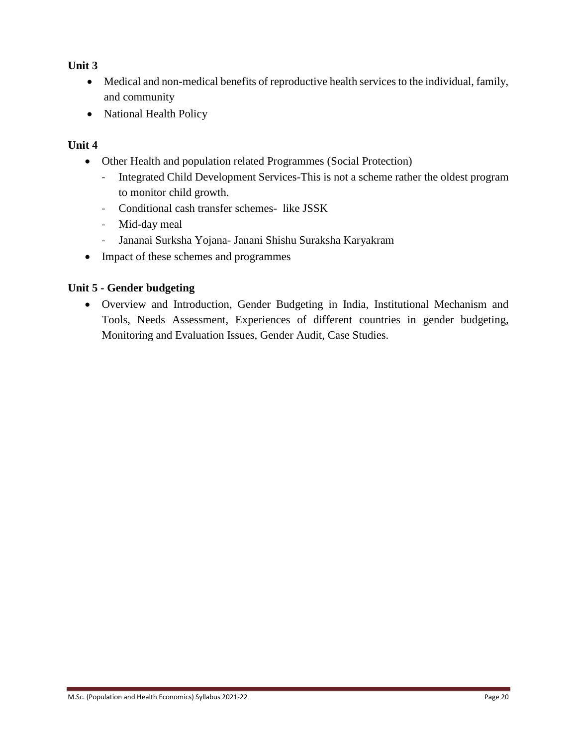**Unit 3**

- Medical and non-medical benefits of reproductive health services to the individual, family, and community
- National Health Policy

**Unit 4**

- Other Health and population related Programmes (Social Protection)
  - Integrated Child Development Services-This is not a scheme rather the oldest program to monitor child growth.
  - Conditional cash transfer schemes- like JSSK
  - Mid-day meal
  - Jananai Surksha Yojana- Janani Shishu Suraksha Karyakram
- Impact of these schemes and programmes

**Unit 5 - Gender budgeting**

- Overview and Introduction, Gender Budgeting in India, Institutional Mechanism and Tools, Needs Assessment, Experiences of different countries in gender budgeting, Monitoring and Evaluation Issues, Gender Audit, Case Studies.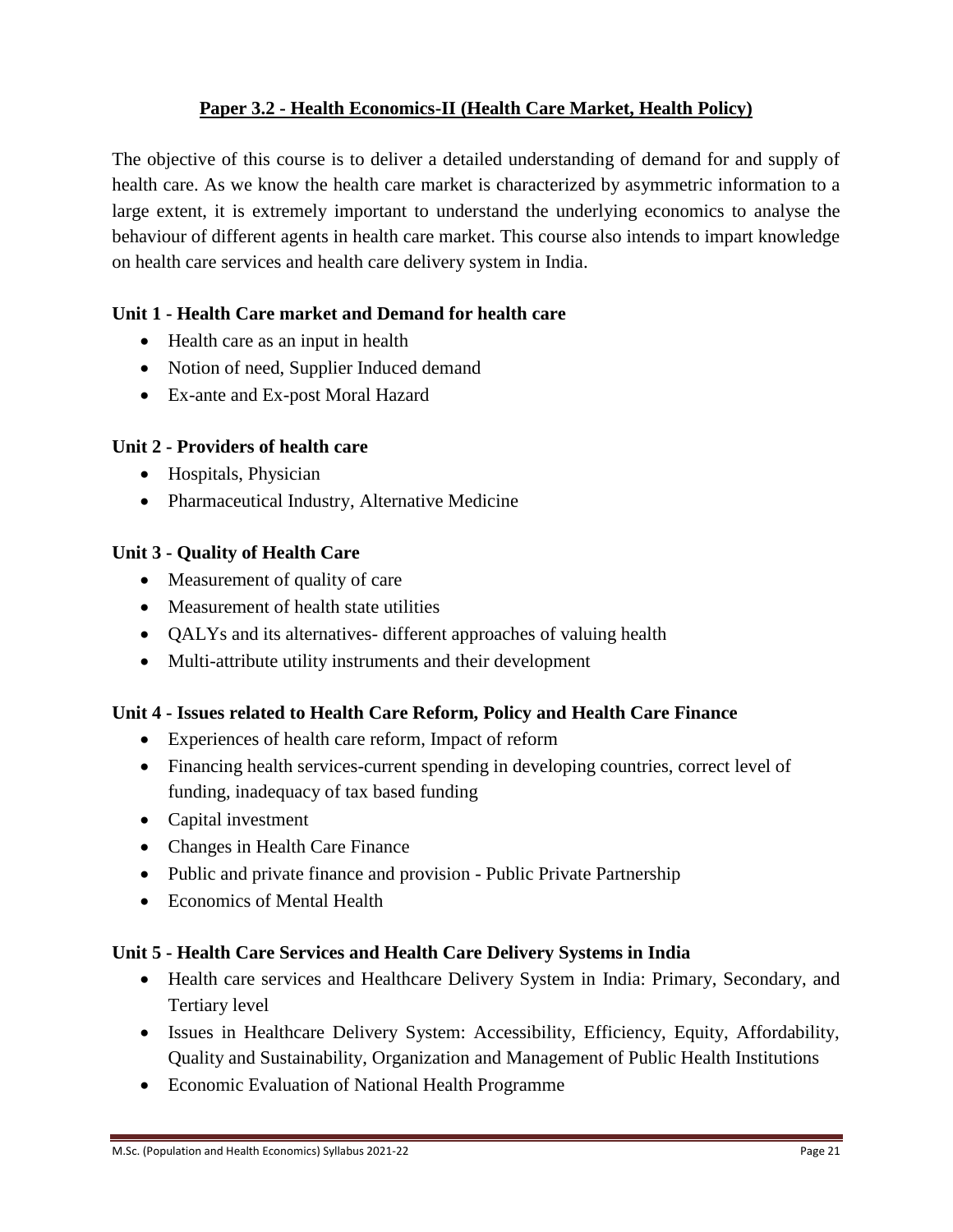## Paper 3.2 - Health Economics-II (Health Care Market, Health Policy)

The objective of this course is to deliver a detailed understanding of demand for and supply of health care. As we know the health care market is characterized by asymmetric information to a large extent, it is extremely important to understand the underlying economics to analyse the behaviour of different agents in health care market. This course also intends to impart knowledge on health care services and health care delivery system in India.

### Unit 1 - Health Care market and Demand for health care

- Health care as an input in health
- Notion of need, Supplier Induced demand
- Ex-ante and Ex-post Moral Hazard

### Unit 2 - Providers of health care

- Hospitals, Physician
- Pharmaceutical Industry, Alternative Medicine

### Unit 3 - Quality of Health Care

- Measurement of quality of care
- Measurement of health state utilities
- QALYs and its alternatives- different approaches of valuing health
- Multi-attribute utility instruments and their development

### Unit 4 - Issues related to Health Care Reform, Policy and Health Care Finance

- Experiences of health care reform, Impact of reform
- Financing health services-current spending in developing countries, correct level of funding, inadequacy of tax based funding
- Capital investment
- Changes in Health Care Finance
- Public and private finance and provision - Public Private Partnership
- Economics of Mental Health

### Unit 5 - Health Care Services and Health Care Delivery Systems in India

- Health care services and Healthcare Delivery System in India: Primary, Secondary, and Tertiary level
- Issues in Healthcare Delivery System: Accessibility, Efficiency, Equity, Affordability, Quality and Sustainability, Organization and Management of Public Health Institutions
- Economic Evaluation of National Health Programme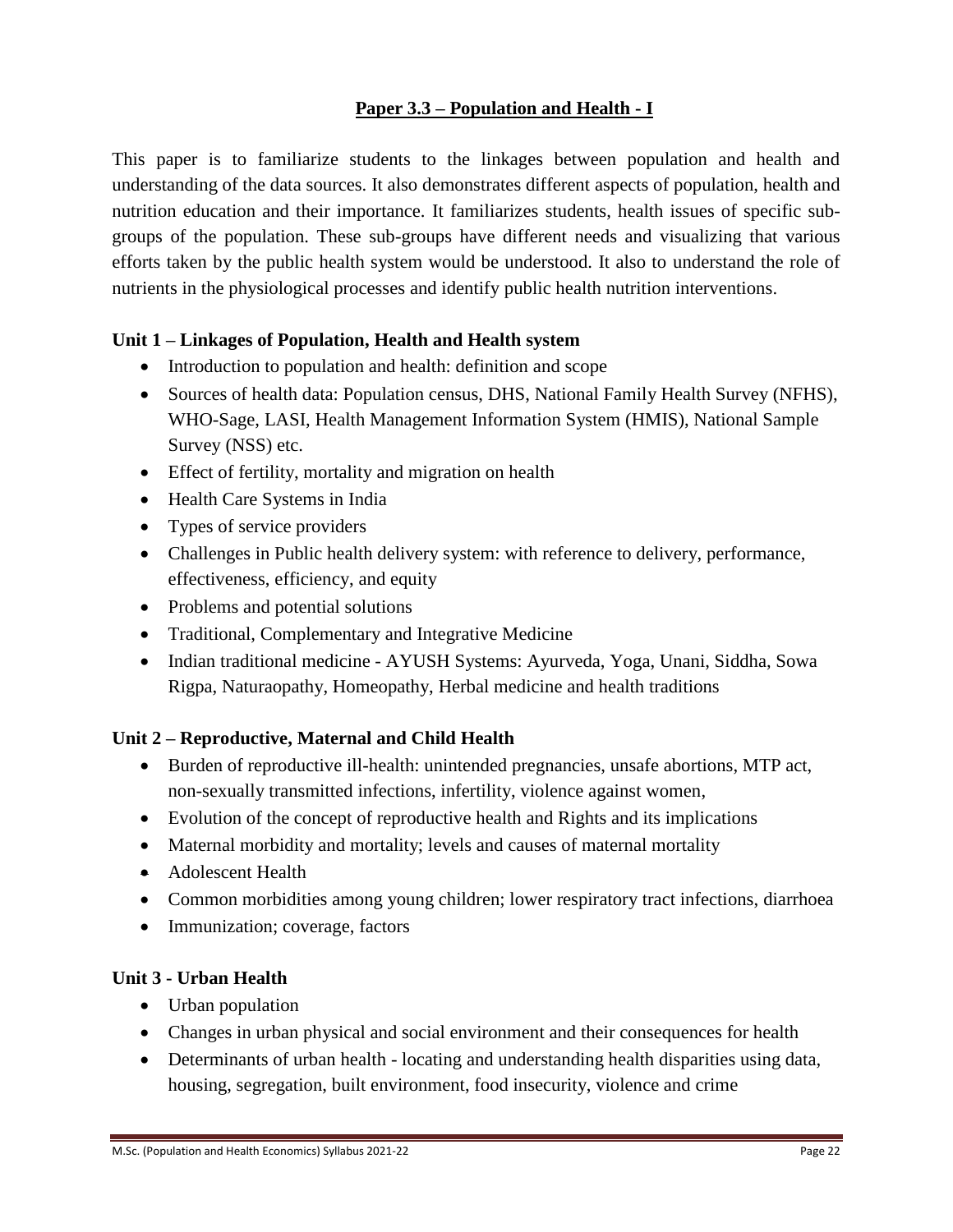## Paper 3.3 – Population and Health - I

This paper is to familiarize students to the linkages between population and health and understanding of the data sources. It also demonstrates different aspects of population, health and nutrition education and their importance. It familiarizes students, health issues of specific sub-groups of the population. These sub-groups have different needs and visualizing that various efforts taken by the public health system would be understood. It also to understand the role of nutrients in the physiological processes and identify public health nutrition interventions.

### Unit 1 – Linkages of Population, Health and Health system

- Introduction to population and health: definition and scope
- Sources of health data: Population census, DHS, National Family Health Survey (NFHS), WHO-Sage, LASI, Health Management Information System (HMIS), National Sample Survey (NSS) etc.
- Effect of fertility, mortality and migration on health
- Health Care Systems in India
- Types of service providers
- Challenges in Public health delivery system: with reference to delivery, performance, effectiveness, efficiency, and equity
- Problems and potential solutions
- Traditional, Complementary and Integrative Medicine
- Indian traditional medicine - AYUSH Systems: Ayurveda, Yoga, Unani, Siddha, Sowa Rigpa, Naturaopathy, Homeopathy, Herbal medicine and health traditions

### Unit 2 – Reproductive, Maternal and Child Health

- Burden of reproductive ill-health: unintended pregnancies, unsafe abortions, MTP act, non-sexually transmitted infections, infertility, violence against women,
- Evolution of the concept of reproductive health and Rights and its implications
- Maternal morbidity and mortality; levels and causes of maternal mortality
- Adolescent Health
- Common morbidities among young children; lower respiratory tract infections, diarrhoea
- Immunization; coverage, factors

### Unit 3 - Urban Health

- Urban population
- Changes in urban physical and social environment and their consequences for health
- Determinants of urban health - locating and understanding health disparities using data, housing, segregation, built environment, food insecurity, violence and crime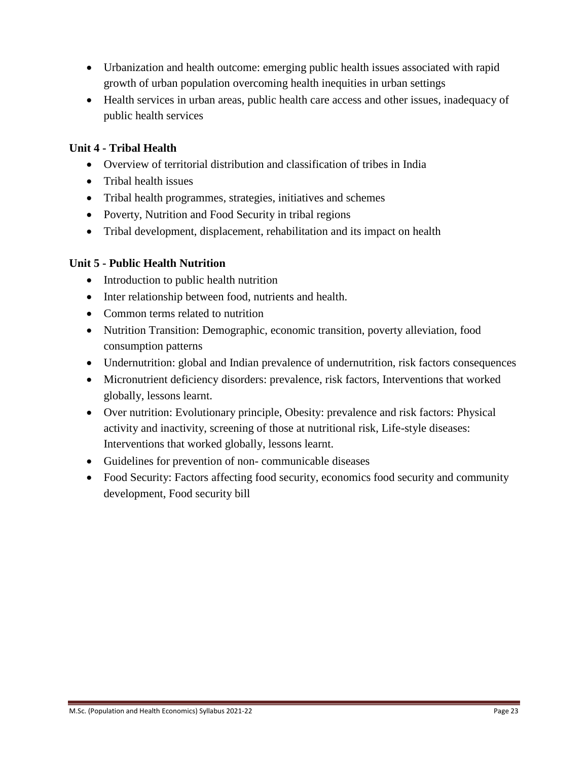- Urbanization and health outcome: emerging public health issues associated with rapid growth of urban population overcoming health inequities in urban settings
- Health services in urban areas, public health care access and other issues, inadequacy of public health services

**Unit 4 - Tribal Health**

- Overview of territorial distribution and classification of tribes in India
- Tribal health issues
- Tribal health programmes, strategies, initiatives and schemes
- Poverty, Nutrition and Food Security in tribal regions
- Tribal development, displacement, rehabilitation and its impact on health

**Unit 5 - Public Health Nutrition**

- Introduction to public health nutrition
- Inter relationship between food, nutrients and health.
- Common terms related to nutrition
- Nutrition Transition: Demographic, economic transition, poverty alleviation, food consumption patterns
- Undernutrition: global and Indian prevalence of undernutrition, risk factors consequences
- Micronutrient deficiency disorders: prevalence, risk factors, Interventions that worked globally, lessons learnt.
- Over nutrition: Evolutionary principle, Obesity: prevalence and risk factors: Physical activity and inactivity, screening of those at nutritional risk, Life-style diseases: Interventions that worked globally, lessons learnt.
- Guidelines for prevention of non- communicable diseases
- Food Security: Factors affecting food security, economics food security and community development, Food security bill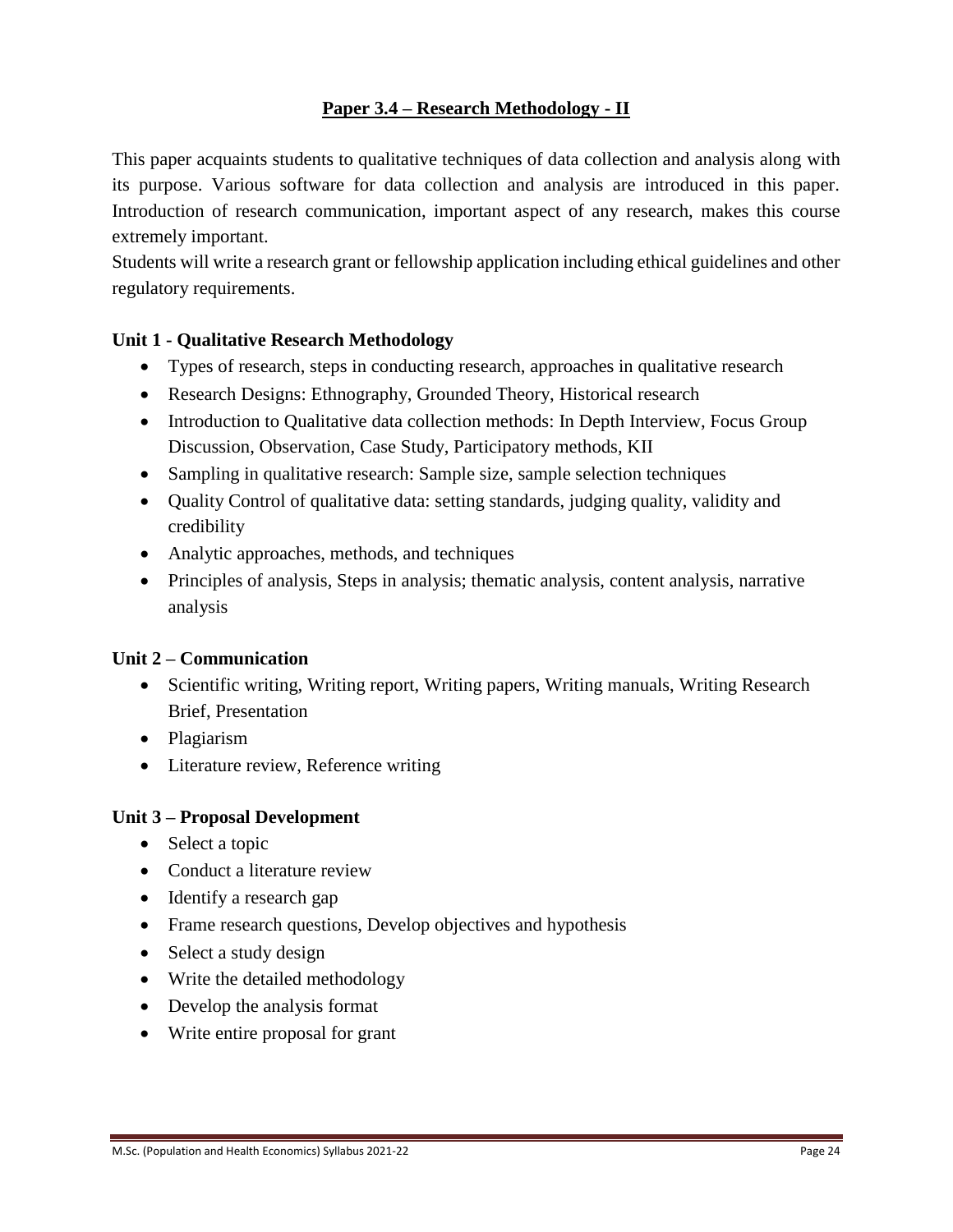## Paper 3.4 – Research Methodology - II

This paper acquaints students to qualitative techniques of data collection and analysis along with its purpose. Various software for data collection and analysis are introduced in this paper. Introduction of research communication, important aspect of any research, makes this course extremely important.

Students will write a research grant or fellowship application including ethical guidelines and other regulatory requirements.

### Unit 1 - Qualitative Research Methodology

- Types of research, steps in conducting research, approaches in qualitative research
- Research Designs: Ethnography, Grounded Theory, Historical research
- Introduction to Qualitative data collection methods: In Depth Interview, Focus Group Discussion, Observation, Case Study, Participatory methods, KII
- Sampling in qualitative research: Sample size, sample selection techniques
- Quality Control of qualitative data: setting standards, judging quality, validity and credibility
- Analytic approaches, methods, and techniques
- Principles of analysis, Steps in analysis; thematic analysis, content analysis, narrative analysis

### Unit 2 – Communication

- Scientific writing, Writing report, Writing papers, Writing manuals, Writing Research Brief, Presentation
- Plagiarism
- Literature review, Reference writing

### Unit 3 – Proposal Development

- Select a topic
- Conduct a literature review
- Identify a research gap
- Frame research questions, Develop objectives and hypothesis
- Select a study design
- Write the detailed methodology
- Develop the analysis format
- Write entire proposal for grant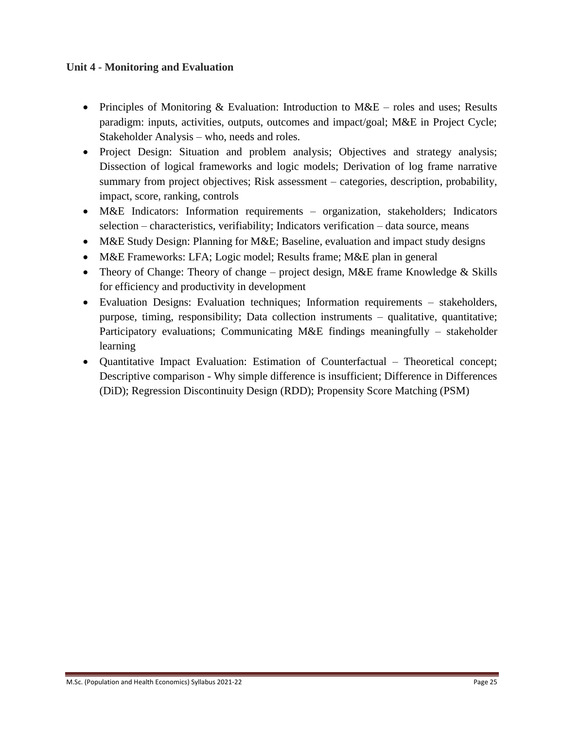### Unit 4 - Monitoring and Evaluation

- Principles of Monitoring & Evaluation: Introduction to M&E – roles and uses; Results paradigm: inputs, activities, outputs, outcomes and impact/goal; M&E in Project Cycle; Stakeholder Analysis – who, needs and roles.
- Project Design: Situation and problem analysis; Objectives and strategy analysis; Dissection of logical frameworks and logic models; Derivation of log frame narrative summary from project objectives; Risk assessment – categories, description, probability, impact, score, ranking, controls
- M&E Indicators: Information requirements – organization, stakeholders; Indicators selection – characteristics, verifiability; Indicators verification – data source, means
- M&E Study Design: Planning for M&E; Baseline, evaluation and impact study designs
- M&E Frameworks: LFA; Logic model; Results frame; M&E plan in general
- Theory of Change: Theory of change – project design, M&E frame Knowledge & Skills for efficiency and productivity in development
- Evaluation Designs: Evaluation techniques; Information requirements – stakeholders, purpose, timing, responsibility; Data collection instruments – qualitative, quantitative; Participatory evaluations; Communicating M&E findings meaningfully – stakeholder learning
- Quantitative Impact Evaluation: Estimation of Counterfactual – Theoretical concept; Descriptive comparison - Why simple difference is insufficient; Difference in Differences (DiD); Regression Discontinuity Design (RDD); Propensity Score Matching (PSM)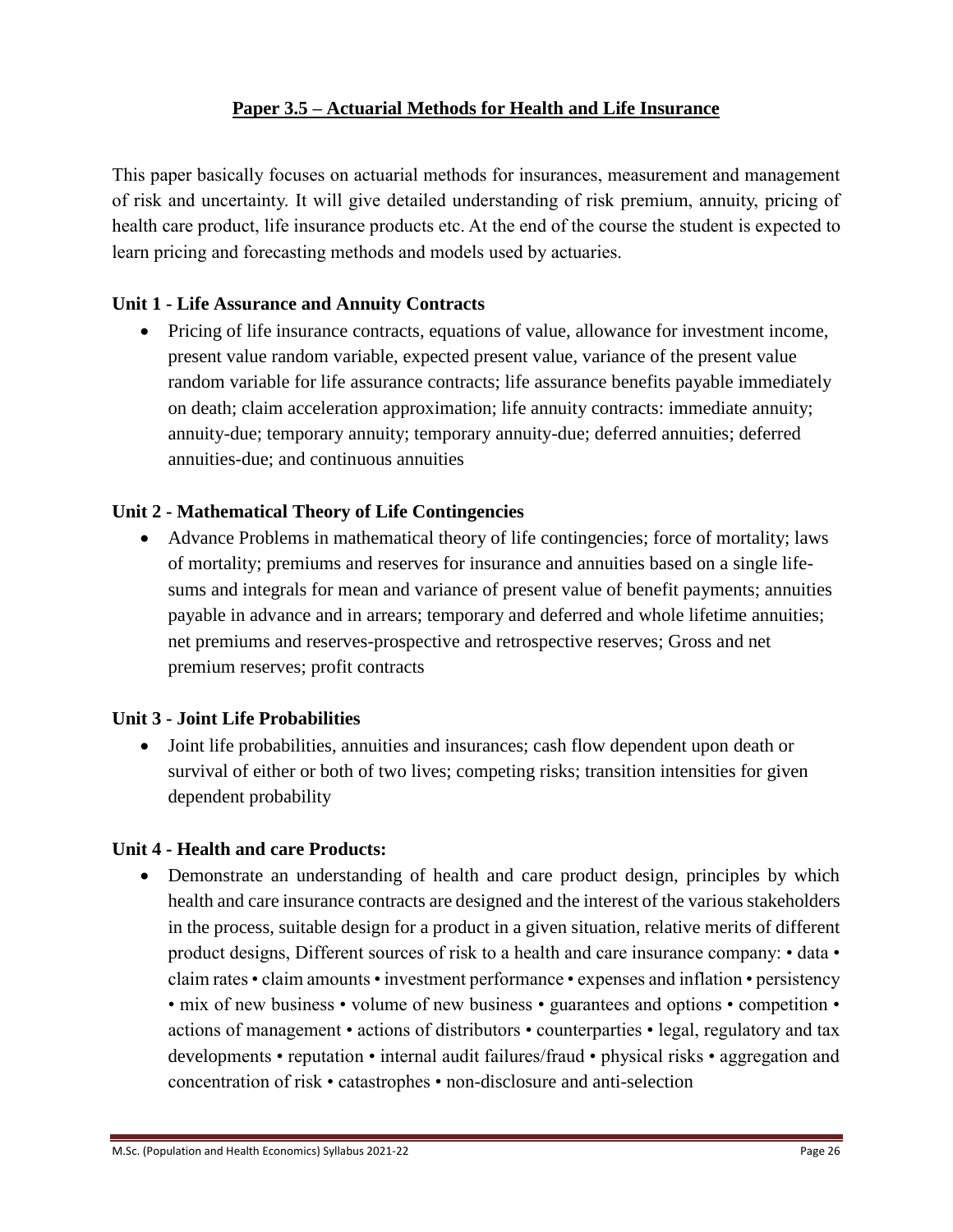## Paper 3.5 – Actuarial Methods for Health and Life Insurance

This paper basically focuses on actuarial methods for insurances, measurement and management of risk and uncertainty. It will give detailed understanding of risk premium, annuity, pricing of health care product, life insurance products etc. At the end of the course the student is expected to learn pricing and forecasting methods and models used by actuaries.

### Unit 1 - Life Assurance and Annuity Contracts

- Pricing of life insurance contracts, equations of value, allowance for investment income, present value random variable, expected present value, variance of the present value random variable for life assurance contracts; life assurance benefits payable immediately on death; claim acceleration approximation; life annuity contracts: immediate annuity; annuity-due; temporary annuity; temporary annuity-due; deferred annuities; deferred annuities-due; and continuous annuities

### Unit 2 - Mathematical Theory of Life Contingencies

- Advance Problems in mathematical theory of life contingencies; force of mortality; laws of mortality; premiums and reserves for insurance and annuities based on a single life-sums and integrals for mean and variance of present value of benefit payments; annuities payable in advance and in arrears; temporary and deferred and whole lifetime annuities; net premiums and reserves-prospective and retrospective reserves; Gross and net premium reserves; profit contracts

### Unit 3 - Joint Life Probabilities

- Joint life probabilities, annuities and insurances; cash flow dependent upon death or survival of either or both of two lives; competing risks; transition intensities for given dependent probability

### Unit 4 - Health and care Products:

- Demonstrate an understanding of health and care product design, principles by which health and care insurance contracts are designed and the interest of the various stakeholders in the process, suitable design for a product in a given situation, relative merits of different product designs, Different sources of risk to a health and care insurance company: • data • claim rates • claim amounts • investment performance • expenses and inflation • persistency • mix of new business • volume of new business • guarantees and options • competition • actions of management • actions of distributors • counterparties • legal, regulatory and tax developments • reputation • internal audit failures/fraud • physical risks • aggregation and concentration of risk • catastrophes • non-disclosure and anti-selection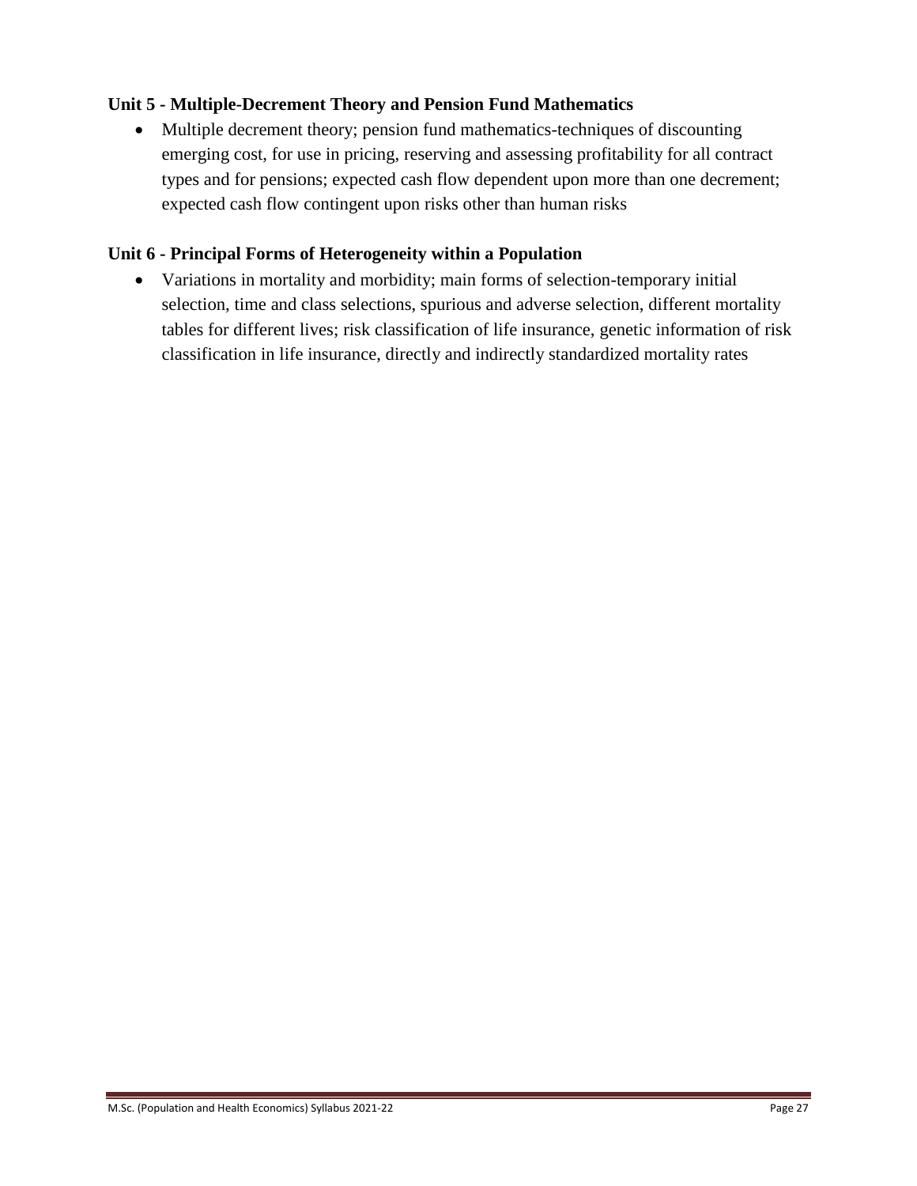### Unit 5 - Multiple-Decrement Theory and Pension Fund Mathematics

- Multiple decrement theory; pension fund mathematics-techniques of discounting emerging cost, for use in pricing, reserving and assessing profitability for all contract types and for pensions; expected cash flow dependent upon more than one decrement; expected cash flow contingent upon risks other than human risks

### Unit 6 - Principal Forms of Heterogeneity within a Population

- Variations in mortality and morbidity; main forms of selection-temporary initial selection, time and class selections, spurious and adverse selection, different mortality tables for different lives; risk classification of life insurance, genetic information of risk classification in life insurance, directly and indirectly standardized mortality rates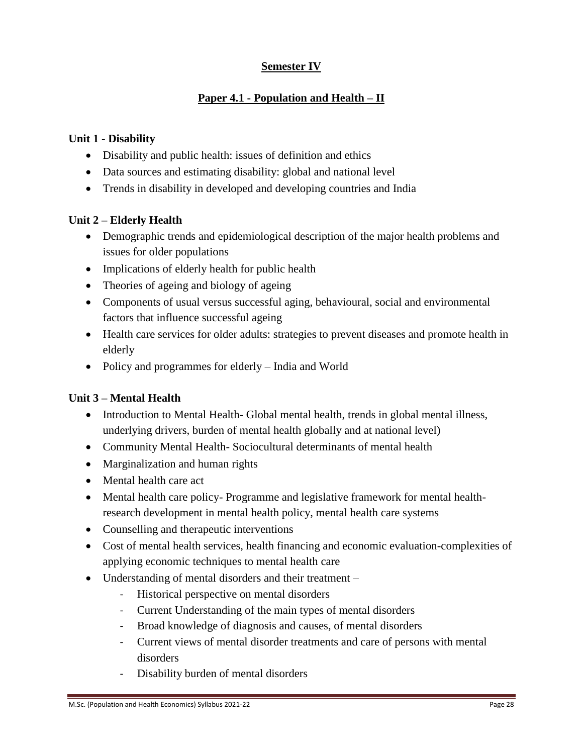## Semester IV

## Paper 4.1 - Population and Health – II

**Unit 1 - Disability**

- Disability and public health: issues of definition and ethics
- Data sources and estimating disability: global and national level
- Trends in disability in developed and developing countries and India

**Unit 2 – Elderly Health**

- Demographic trends and epidemiological description of the major health problems and issues for older populations
- Implications of elderly health for public health
- Theories of ageing and biology of ageing
- Components of usual versus successful aging, behavioural, social and environmental factors that influence successful ageing
- Health care services for older adults: strategies to prevent diseases and promote health in elderly
- Policy and programmes for elderly – India and World

**Unit 3 – Mental Health**

- Introduction to Mental Health- Global mental health, trends in global mental illness, underlying drivers, burden of mental health globally and at national level)
- Community Mental Health- Sociocultural determinants of mental health
- Marginalization and human rights
- Mental health care act
- Mental health care policy- Programme and legislative framework for mental health-research development in mental health policy, mental health care systems
- Counselling and therapeutic interventions
- Cost of mental health services, health financing and economic evaluation-complexities of applying economic techniques to mental health care
- Understanding of mental disorders and their treatment –
    - Historical perspective on mental disorders
    - Current Understanding of the main types of mental disorders
    - Broad knowledge of diagnosis and causes, of mental disorders
    - Current views of mental disorder treatments and care of persons with mental disorders
    - Disability burden of mental disorders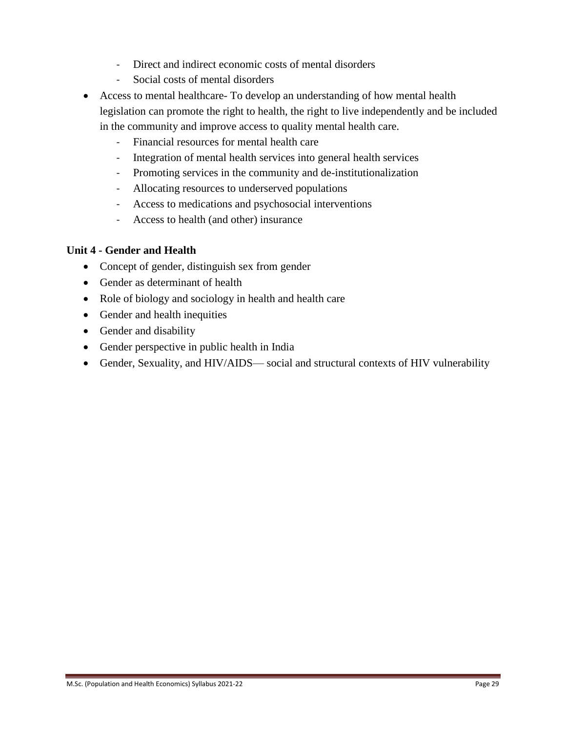- Direct and indirect economic costs of mental disorders
  - Social costs of mental disorders
- Access to mental healthcare- To develop an understanding of how mental health legislation can promote the right to health, the right to live independently and be included in the community and improve access to quality mental health care.
  - Financial resources for mental health care
  - Integration of mental health services into general health services
  - Promoting services in the community and de-institutionalization
  - Allocating resources to underserved populations
  - Access to medications and psychosocial interventions
  - Access to health (and other) insurance

**Unit 4 - Gender and Health**

- Concept of gender, distinguish sex from gender
- Gender as determinant of health
- Role of biology and sociology in health and health care
- Gender and health inequities
- Gender and disability
- Gender perspective in public health in India
- Gender, Sexuality, and HIV/AIDS— social and structural contexts of HIV vulnerability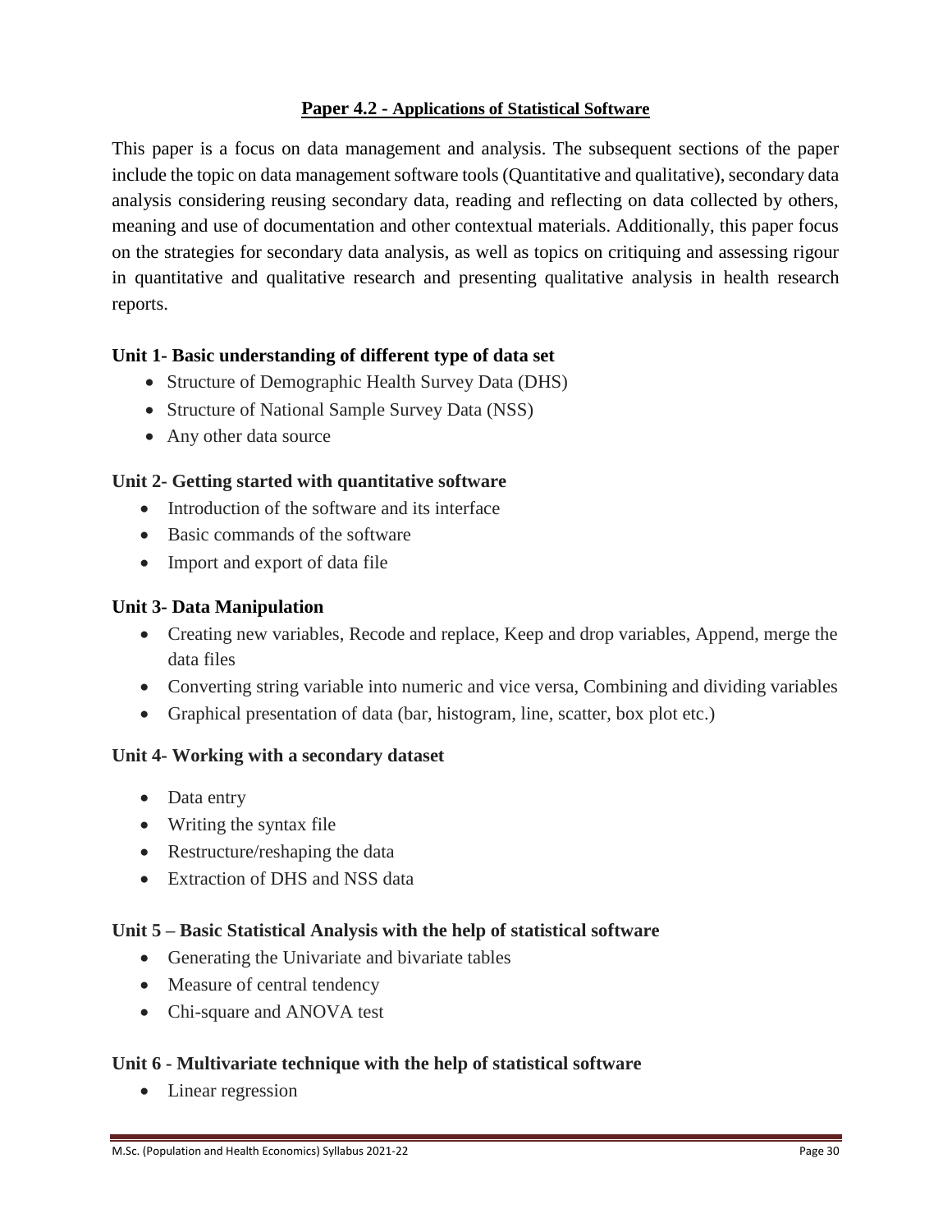## Paper 4.2 - Applications of Statistical Software

This paper is a focus on data management and analysis. The subsequent sections of the paper include the topic on data management software tools (Quantitative and qualitative), secondary data analysis considering reusing secondary data, reading and reflecting on data collected by others, meaning and use of documentation and other contextual materials. Additionally, this paper focus on the strategies for secondary data analysis, as well as topics on critiquing and assessing rigour in quantitative and qualitative research and presenting qualitative analysis in health research reports.

### Unit 1- Basic understanding of different type of data set

- Structure of Demographic Health Survey Data (DHS)
- Structure of National Sample Survey Data (NSS)
- Any other data source

### Unit 2- Getting started with quantitative software

- Introduction of the software and its interface
- Basic commands of the software
- Import and export of data file

### Unit 3- Data Manipulation

- Creating new variables, Recode and replace, Keep and drop variables, Append, merge the data files
- Converting string variable into numeric and vice versa, Combining and dividing variables
- Graphical presentation of data (bar, histogram, line, scatter, box plot etc.)

### Unit 4- Working with a secondary dataset

- Data entry
- Writing the syntax file
- Restructure/reshaping the data
- Extraction of DHS and NSS data

### Unit 5 – Basic Statistical Analysis with the help of statistical software

- Generating the Univariate and bivariate tables
- Measure of central tendency
- Chi-square and ANOVA test

### Unit 6 - Multivariate technique with the help of statistical software

- Linear regression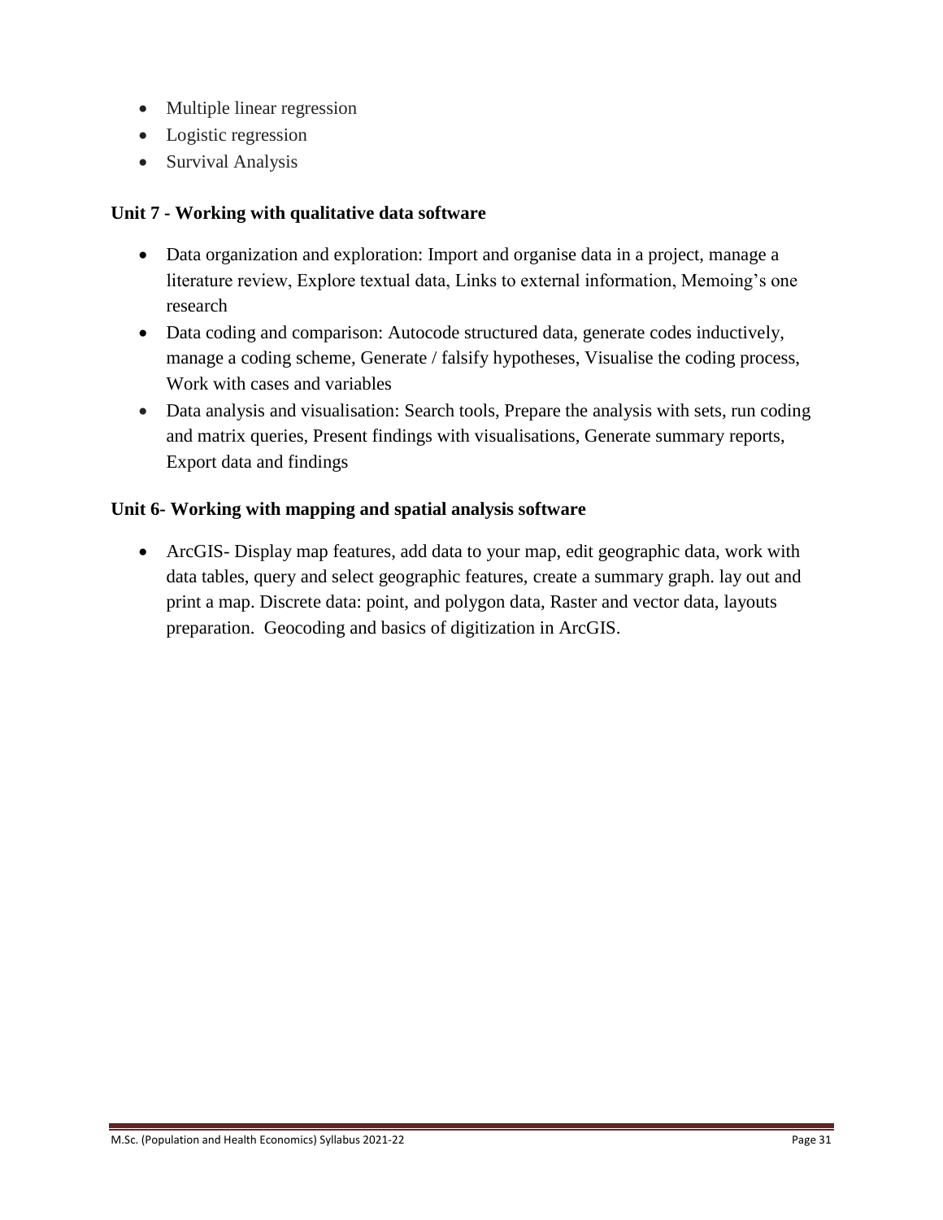- Multiple linear regression
- Logistic regression
- Survival Analysis

**Unit 7 - Working with qualitative data software**

- Data organization and exploration: Import and organise data in a project, manage a literature review, Explore textual data, Links to external information, Memoing's one research
- Data coding and comparison: Autocode structured data, generate codes inductively, manage a coding scheme, Generate / falsify hypotheses, Visualise the coding process, Work with cases and variables
- Data analysis and visualisation: Search tools, Prepare the analysis with sets, run coding and matrix queries, Present findings with visualisations, Generate summary reports, Export data and findings

**Unit 6- Working with mapping and spatial analysis software**

- ArcGIS- Display map features, add data to your map, edit geographic data, work with data tables, query and select geographic features, create a summary graph. lay out and print a map. Discrete data: point, and polygon data, Raster and vector data, layouts preparation. Geocoding and basics of digitization in ArcGIS.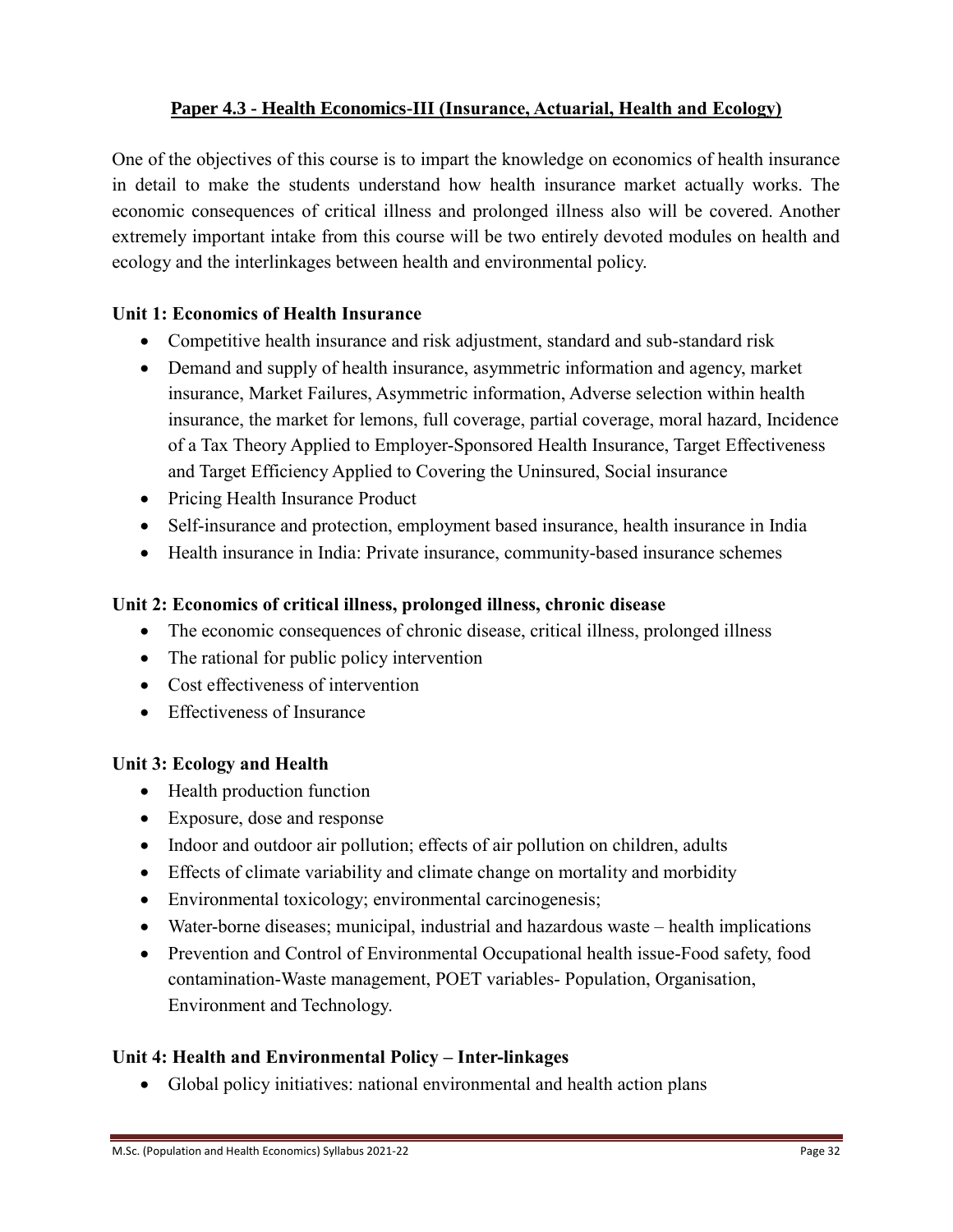## Paper 4.3 - Health Economics-III (Insurance, Actuarial, Health and Ecology)

One of the objectives of this course is to impart the knowledge on economics of health insurance in detail to make the students understand how health insurance market actually works. The economic consequences of critical illness and prolonged illness also will be covered. Another extremely important intake from this course will be two entirely devoted modules on health and ecology and the interlinkages between health and environmental policy.

### Unit 1: Economics of Health Insurance

- Competitive health insurance and risk adjustment, standard and sub-standard risk
- Demand and supply of health insurance, asymmetric information and agency, market insurance, Market Failures, Asymmetric information, Adverse selection within health insurance, the market for lemons, full coverage, partial coverage, moral hazard, Incidence of a Tax Theory Applied to Employer-Sponsored Health Insurance, Target Effectiveness and Target Efficiency Applied to Covering the Uninsured, Social insurance
- Pricing Health Insurance Product
- Self-insurance and protection, employment based insurance, health insurance in India
- Health insurance in India: Private insurance, community-based insurance schemes

### Unit 2: Economics of critical illness, prolonged illness, chronic disease

- The economic consequences of chronic disease, critical illness, prolonged illness
- The rational for public policy intervention
- Cost effectiveness of intervention
- Effectiveness of Insurance

### Unit 3: Ecology and Health

- Health production function
- Exposure, dose and response
- Indoor and outdoor air pollution; effects of air pollution on children, adults
- Effects of climate variability and climate change on mortality and morbidity
- Environmental toxicology; environmental carcinogenesis;
- Water-borne diseases; municipal, industrial and hazardous waste – health implications
- Prevention and Control of Environmental Occupational health issue-Food safety, food contamination-Waste management, POET variables- Population, Organisation, Environment and Technology.

### Unit 4: Health and Environmental Policy – Inter-linkages

- Global policy initiatives: national environmental and health action plans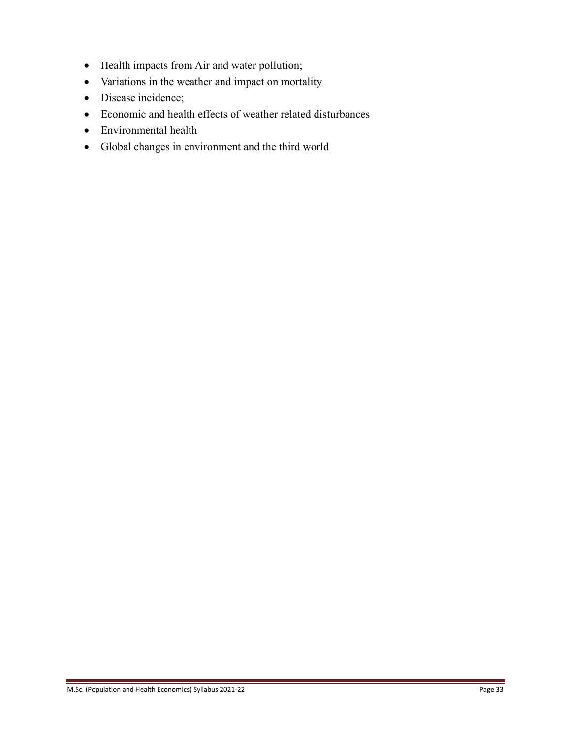- Health impacts from Air and water pollution;
- Variations in the weather and impact on mortality
- Disease incidence;
- Economic and health effects of weather related disturbances
- Environmental health
- Global changes in environment and the third world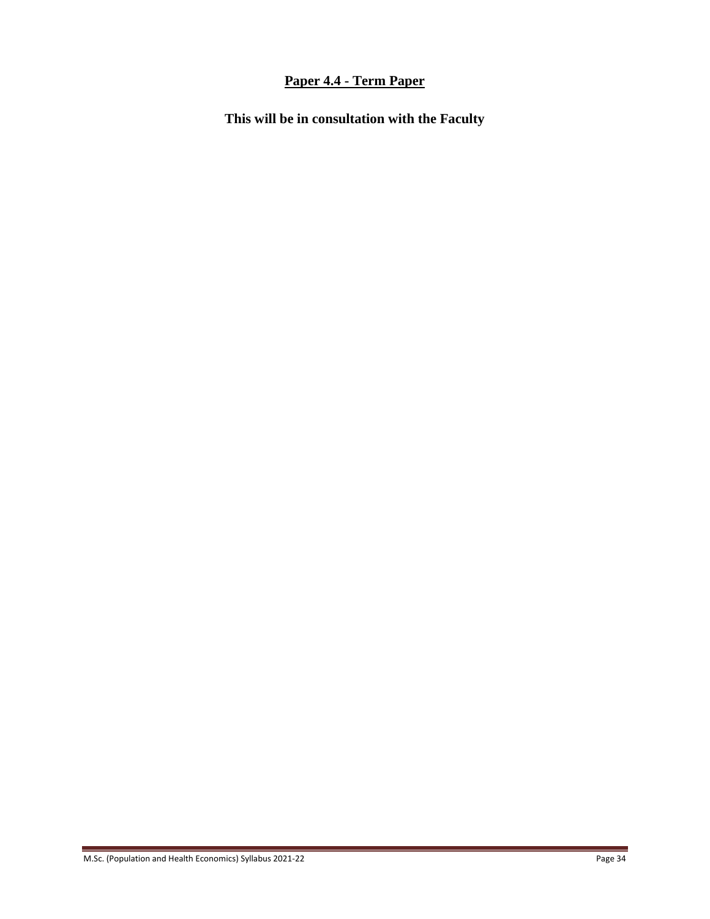## Paper 4.4 - Term Paper

**This will be in consultation with the Faculty**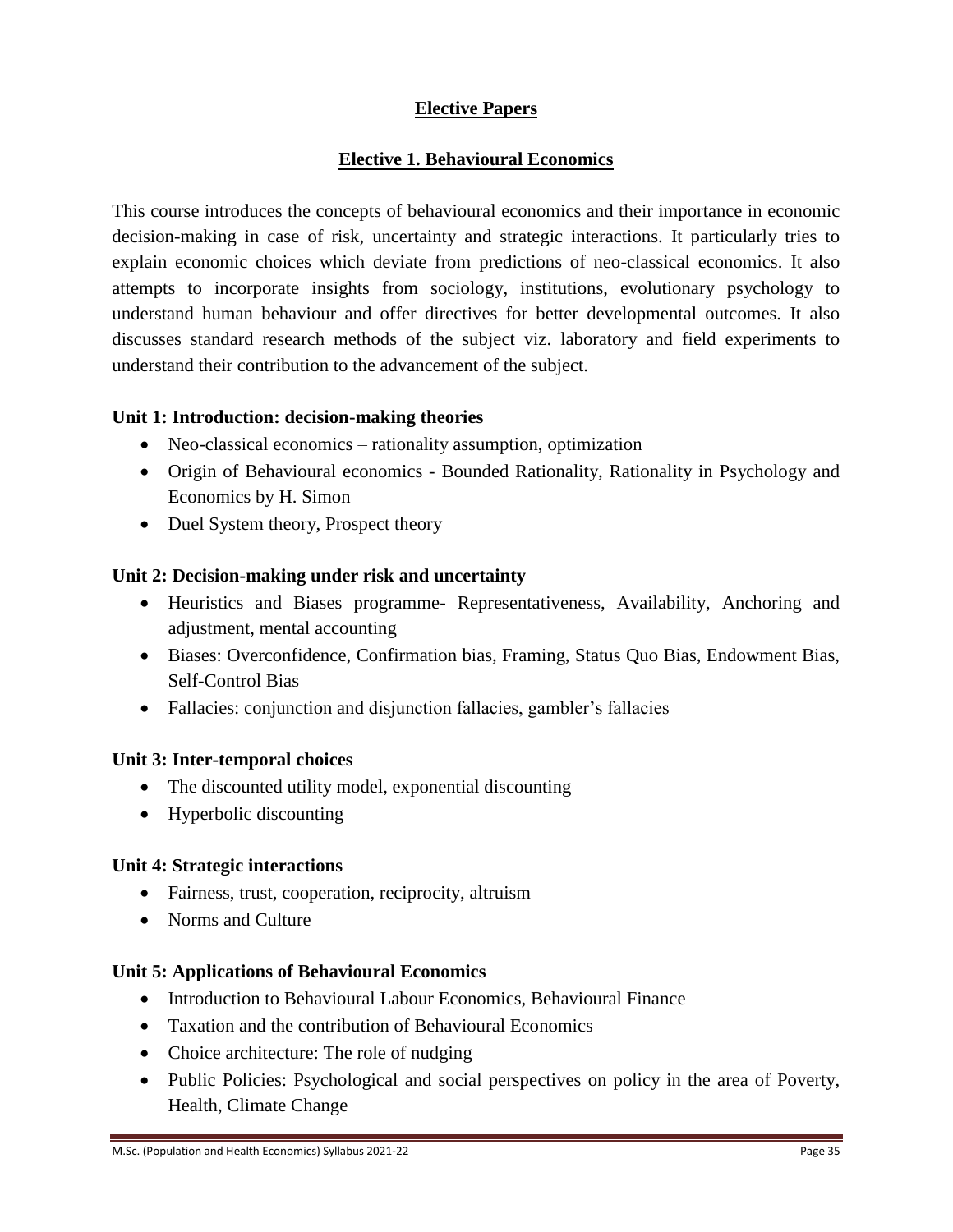## Elective Papers

## Elective 1. Behavioural Economics

This course introduces the concepts of behavioural economics and their importance in economic decision-making in case of risk, uncertainty and strategic interactions. It particularly tries to explain economic choices which deviate from predictions of neo-classical economics. It also attempts to incorporate insights from sociology, institutions, evolutionary psychology to understand human behaviour and offer directives for better developmental outcomes. It also discusses standard research methods of the subject viz. laboratory and field experiments to understand their contribution to the advancement of the subject.

### Unit 1: Introduction: decision-making theories

- Neo-classical economics – rationality assumption, optimization
- Origin of Behavioural economics - Bounded Rationality, Rationality in Psychology and Economics by H. Simon
- Duel System theory, Prospect theory

### Unit 2: Decision-making under risk and uncertainty

- Heuristics and Biases programme- Representativeness, Availability, Anchoring and adjustment, mental accounting
- Biases: Overconfidence, Confirmation bias, Framing, Status Quo Bias, Endowment Bias, Self-Control Bias
- Fallacies: conjunction and disjunction fallacies, gambler's fallacies

### Unit 3: Inter-temporal choices

- The discounted utility model, exponential discounting
- Hyperbolic discounting

### Unit 4: Strategic interactions

- Fairness, trust, cooperation, reciprocity, altruism
- Norms and Culture

### Unit 5: Applications of Behavioural Economics

- Introduction to Behavioural Labour Economics, Behavioural Finance
- Taxation and the contribution of Behavioural Economics
- Choice architecture: The role of nudging
- Public Policies: Psychological and social perspectives on policy in the area of Poverty, Health, Climate Change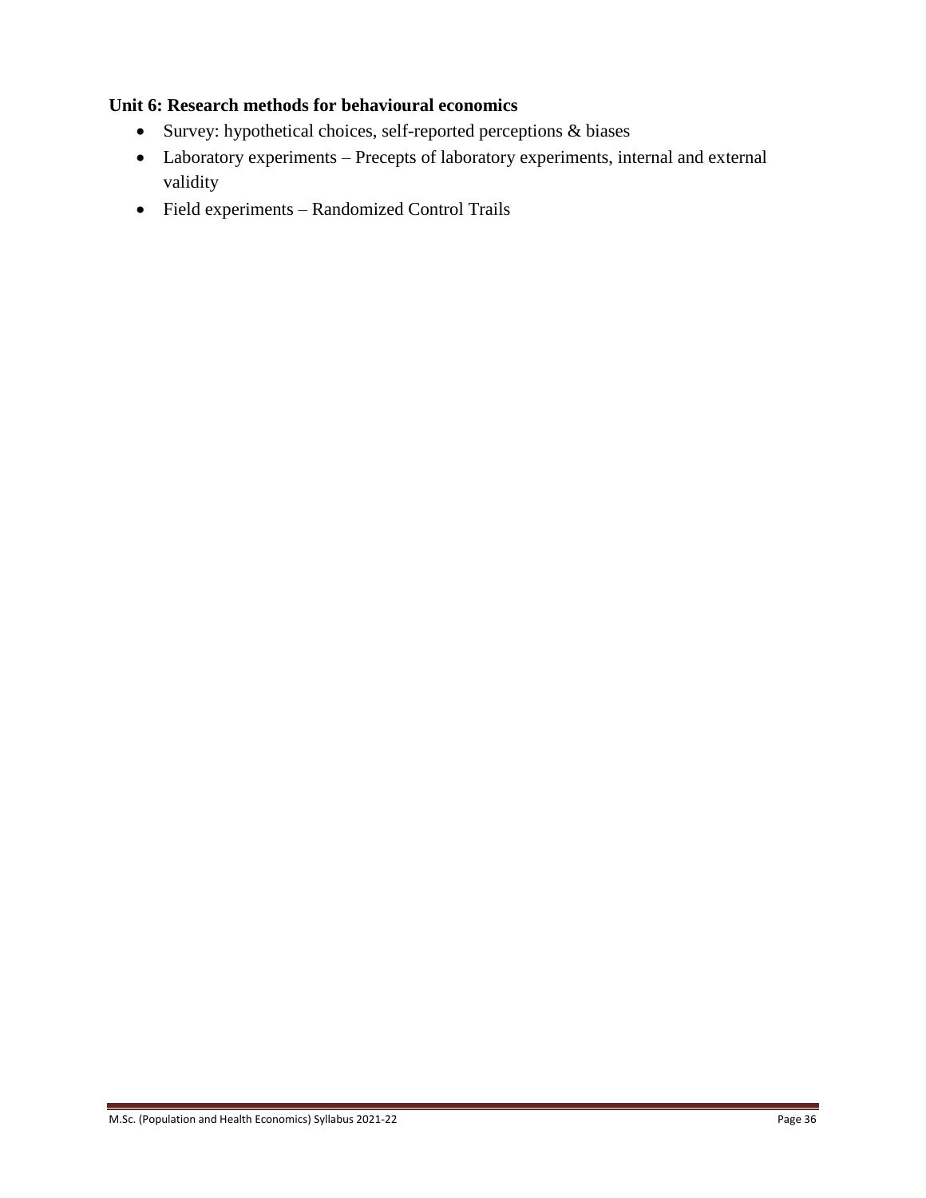**Unit 6: Research methods for behavioural economics**

- Survey: hypothetical choices, self-reported perceptions & biases
- Laboratory experiments – Precepts of laboratory experiments, internal and external validity
- Field experiments – Randomized Control Trails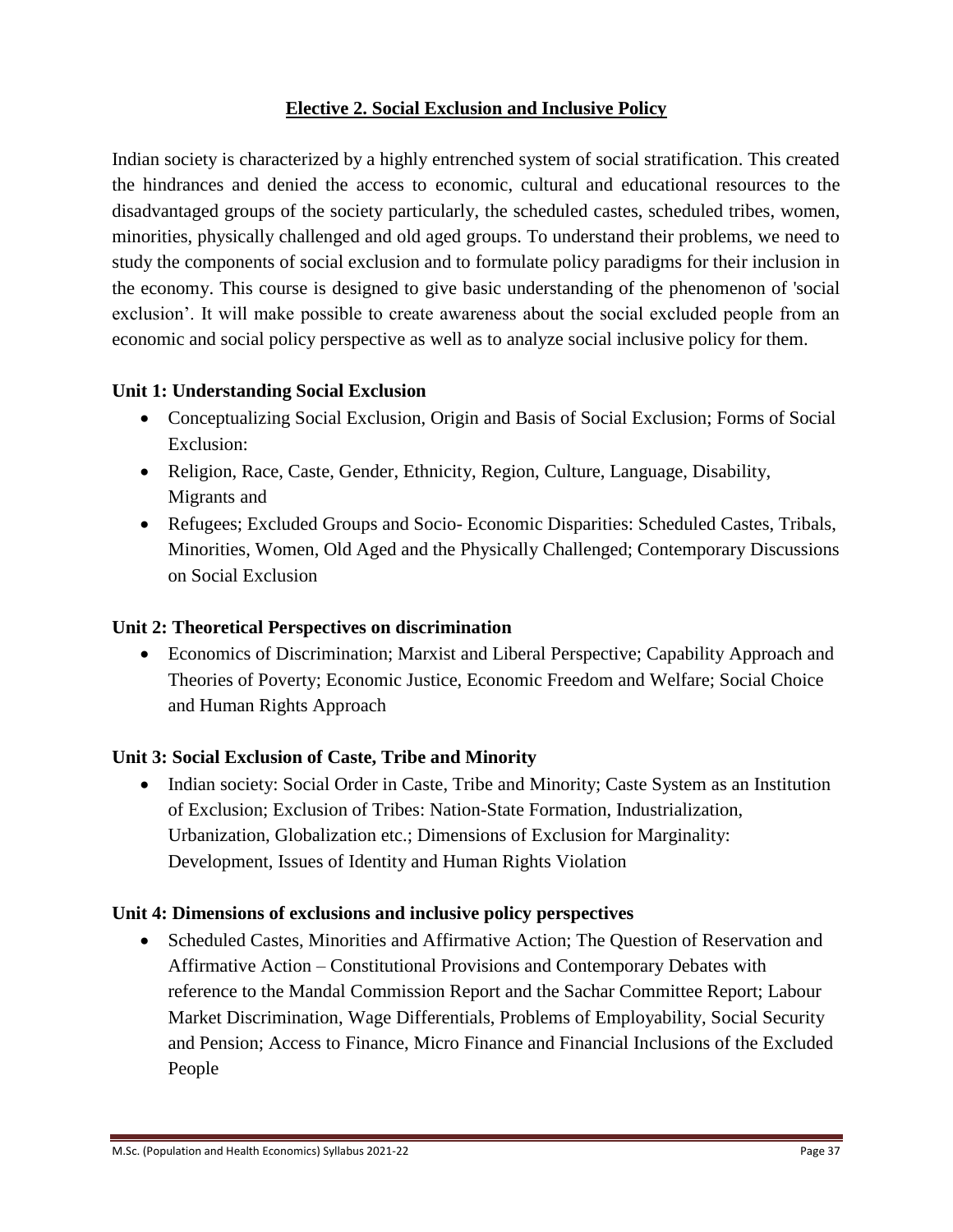## Elective 2. Social Exclusion and Inclusive Policy

Indian society is characterized by a highly entrenched system of social stratification. This created the hindrances and denied the access to economic, cultural and educational resources to the disadvantaged groups of the society particularly, the scheduled castes, scheduled tribes, women, minorities, physically challenged and old aged groups. To understand their problems, we need to study the components of social exclusion and to formulate policy paradigms for their inclusion in the economy. This course is designed to give basic understanding of the phenomenon of 'social exclusion'. It will make possible to create awareness about the social excluded people from an economic and social policy perspective as well as to analyze social inclusive policy for them.

### Unit 1: Understanding Social Exclusion

- Conceptualizing Social Exclusion, Origin and Basis of Social Exclusion; Forms of Social Exclusion:
- Religion, Race, Caste, Gender, Ethnicity, Region, Culture, Language, Disability, Migrants and
- Refugees; Excluded Groups and Socio- Economic Disparities: Scheduled Castes, Tribals, Minorities, Women, Old Aged and the Physically Challenged; Contemporary Discussions on Social Exclusion

### Unit 2: Theoretical Perspectives on discrimination

- Economics of Discrimination; Marxist and Liberal Perspective; Capability Approach and Theories of Poverty; Economic Justice, Economic Freedom and Welfare; Social Choice and Human Rights Approach

### Unit 3: Social Exclusion of Caste, Tribe and Minority

- Indian society: Social Order in Caste, Tribe and Minority; Caste System as an Institution of Exclusion; Exclusion of Tribes: Nation-State Formation, Industrialization, Urbanization, Globalization etc.; Dimensions of Exclusion for Marginality: Development, Issues of Identity and Human Rights Violation

### Unit 4: Dimensions of exclusions and inclusive policy perspectives

- Scheduled Castes, Minorities and Affirmative Action; The Question of Reservation and Affirmative Action – Constitutional Provisions and Contemporary Debates with reference to the Mandal Commission Report and the Sachar Committee Report; Labour Market Discrimination, Wage Differentials, Problems of Employability, Social Security and Pension; Access to Finance, Micro Finance and Financial Inclusions of the Excluded People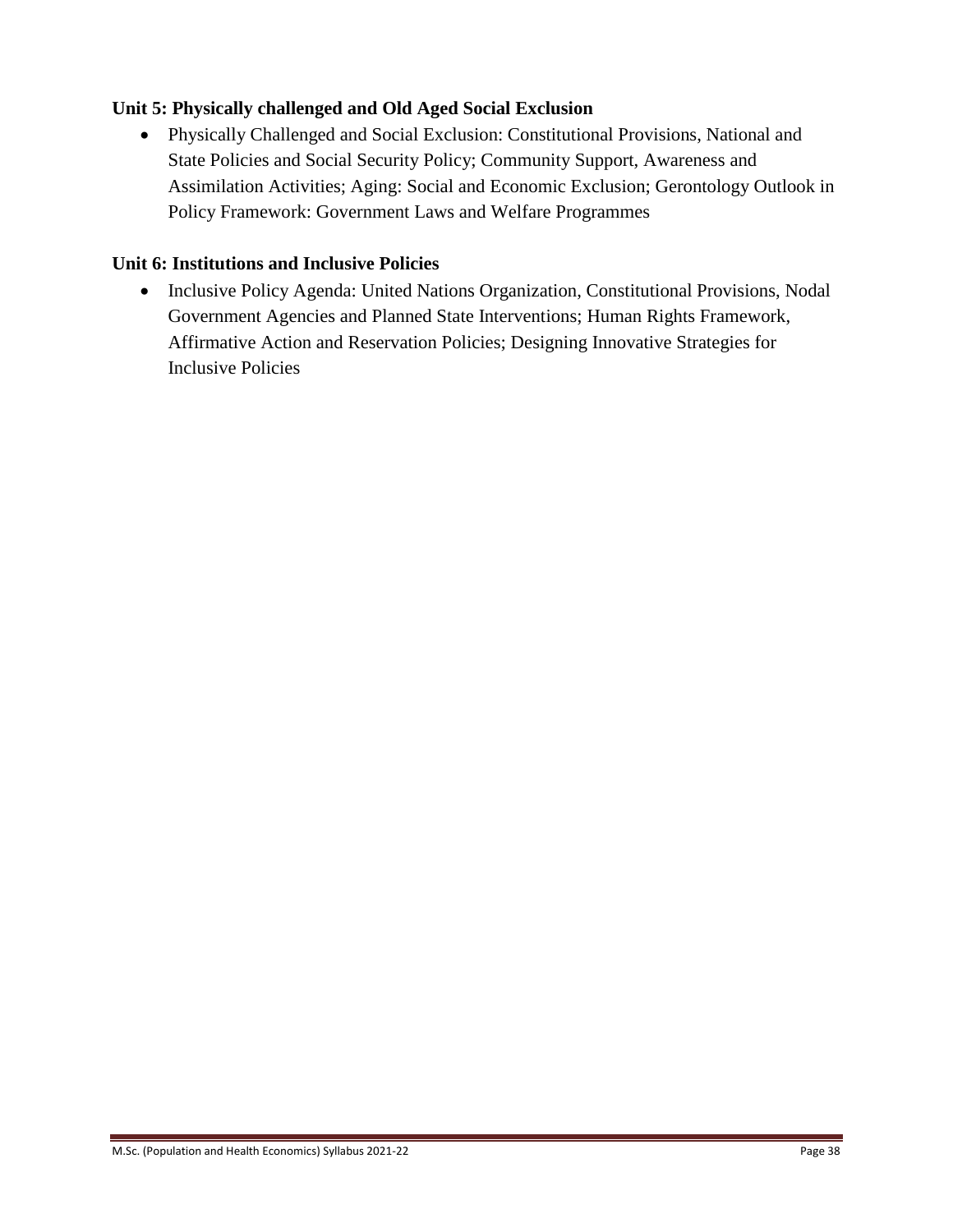**Unit 5: Physically challenged and Old Aged Social Exclusion**

- Physically Challenged and Social Exclusion: Constitutional Provisions, National and State Policies and Social Security Policy; Community Support, Awareness and Assimilation Activities; Aging: Social and Economic Exclusion; Gerontology Outlook in Policy Framework: Government Laws and Welfare Programmes

**Unit 6: Institutions and Inclusive Policies**

- Inclusive Policy Agenda: United Nations Organization, Constitutional Provisions, Nodal Government Agencies and Planned State Interventions; Human Rights Framework, Affirmative Action and Reservation Policies; Designing Innovative Strategies for Inclusive Policies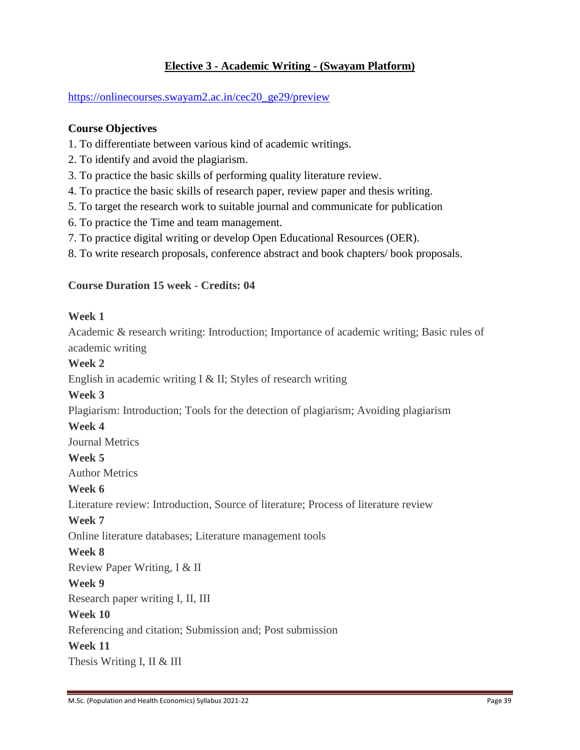## Elective 3 - Academic Writing - (Swayam Platform)

https://onlinecourses.swayam2.ac.in/cec20_ge29/preview

**Course Objectives**

1. To differentiate between various kind of academic writings.
2. To identify and avoid the plagiarism.
3. To practice the basic skills of performing quality literature review.
4. To practice the basic skills of research paper, review paper and thesis writing.
5. To target the research work to suitable journal and communicate for publication
6. To practice the Time and team management.
7. To practice digital writing or develop Open Educational Resources (OER).
8. To write research proposals, conference abstract and book chapters/ book proposals.

**Course Duration 15 week - Credits: 04**

**Week 1**

Academic & research writing: Introduction; Importance of academic writing; Basic rules of academic writing

**Week 2**

English in academic writing I & II; Styles of research writing

**Week 3**

Plagiarism: Introduction; Tools for the detection of plagiarism; Avoiding plagiarism

**Week 4**

Journal Metrics

**Week 5**

Author Metrics

**Week 6**

Literature review: Introduction, Source of literature; Process of literature review

**Week 7**

Online literature databases; Literature management tools

**Week 8**

Review Paper Writing, I & II

**Week 9**

Research paper writing I, II, III

**Week 10**

Referencing and citation; Submission and; Post submission

**Week 11**

Thesis Writing I, II & III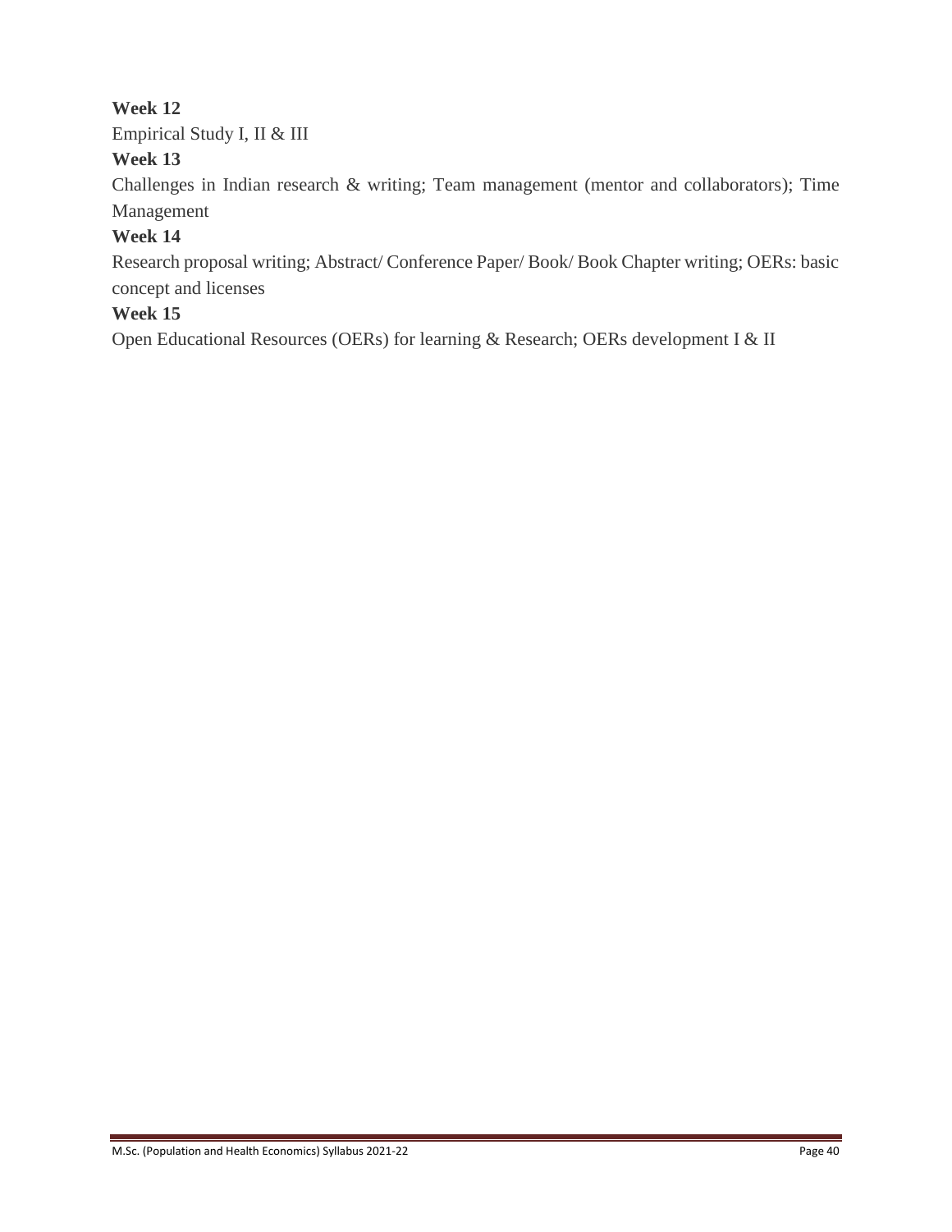**Week 12**

Empirical Study I, II & III

**Week 13**

Challenges in Indian research & writing; Team management (mentor and collaborators); Time Management

**Week 14**

Research proposal writing; Abstract/ Conference Paper/ Book/ Book Chapter writing; OERs: basic concept and licenses

**Week 15**

Open Educational Resources (OERs) for learning & Research; OERs development I & II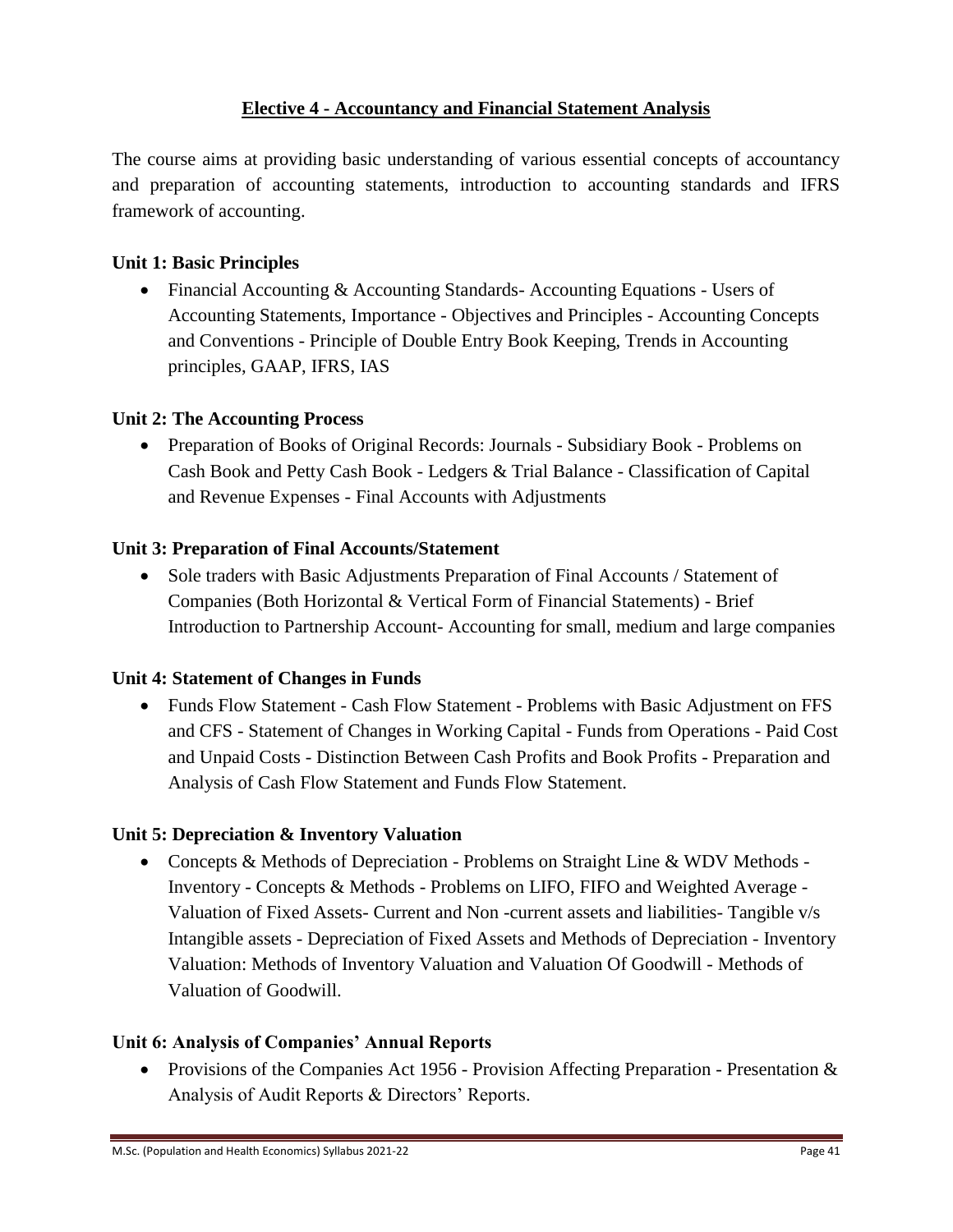## Elective 4 - Accountancy and Financial Statement Analysis

The course aims at providing basic understanding of various essential concepts of accountancy and preparation of accounting statements, introduction to accounting standards and IFRS framework of accounting.

### Unit 1: Basic Principles

- Financial Accounting & Accounting Standards- Accounting Equations - Users of Accounting Statements, Importance - Objectives and Principles - Accounting Concepts and Conventions - Principle of Double Entry Book Keeping, Trends in Accounting principles, GAAP, IFRS, IAS

### Unit 2: The Accounting Process

- Preparation of Books of Original Records: Journals - Subsidiary Book - Problems on Cash Book and Petty Cash Book - Ledgers & Trial Balance - Classification of Capital and Revenue Expenses - Final Accounts with Adjustments

### Unit 3: Preparation of Final Accounts/Statement

- Sole traders with Basic Adjustments Preparation of Final Accounts / Statement of Companies (Both Horizontal & Vertical Form of Financial Statements) - Brief Introduction to Partnership Account- Accounting for small, medium and large companies

### Unit 4: Statement of Changes in Funds

- Funds Flow Statement - Cash Flow Statement - Problems with Basic Adjustment on FFS and CFS - Statement of Changes in Working Capital - Funds from Operations - Paid Cost and Unpaid Costs - Distinction Between Cash Profits and Book Profits - Preparation and Analysis of Cash Flow Statement and Funds Flow Statement.

### Unit 5: Depreciation & Inventory Valuation

- Concepts & Methods of Depreciation - Problems on Straight Line & WDV Methods - Inventory - Concepts & Methods - Problems on LIFO, FIFO and Weighted Average - Valuation of Fixed Assets- Current and Non -current assets and liabilities- Tangible v/s Intangible assets - Depreciation of Fixed Assets and Methods of Depreciation - Inventory Valuation: Methods of Inventory Valuation and Valuation Of Goodwill - Methods of Valuation of Goodwill.

### Unit 6: Analysis of Companies' Annual Reports

- Provisions of the Companies Act 1956 - Provision Affecting Preparation - Presentation & Analysis of Audit Reports & Directors' Reports.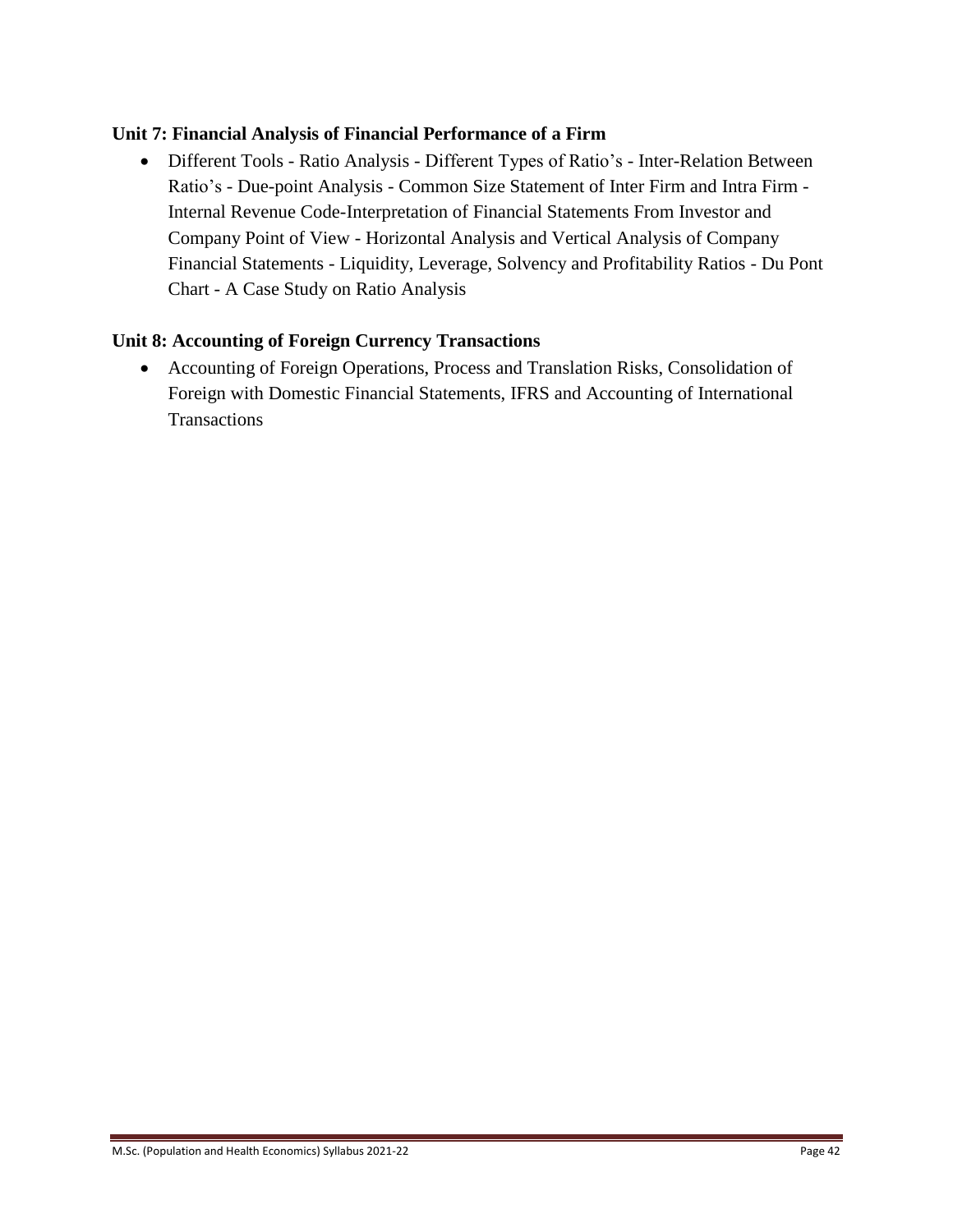**Unit 7: Financial Analysis of Financial Performance of a Firm**

- Different Tools - Ratio Analysis - Different Types of Ratio's - Inter-Relation Between Ratio's - Due-point Analysis - Common Size Statement of Inter Firm and Intra Firm - Internal Revenue Code-Interpretation of Financial Statements From Investor and Company Point of View - Horizontal Analysis and Vertical Analysis of Company Financial Statements - Liquidity, Leverage, Solvency and Profitability Ratios - Du Pont Chart - A Case Study on Ratio Analysis

**Unit 8: Accounting of Foreign Currency Transactions**

- Accounting of Foreign Operations, Process and Translation Risks, Consolidation of Foreign with Domestic Financial Statements, IFRS and Accounting of International Transactions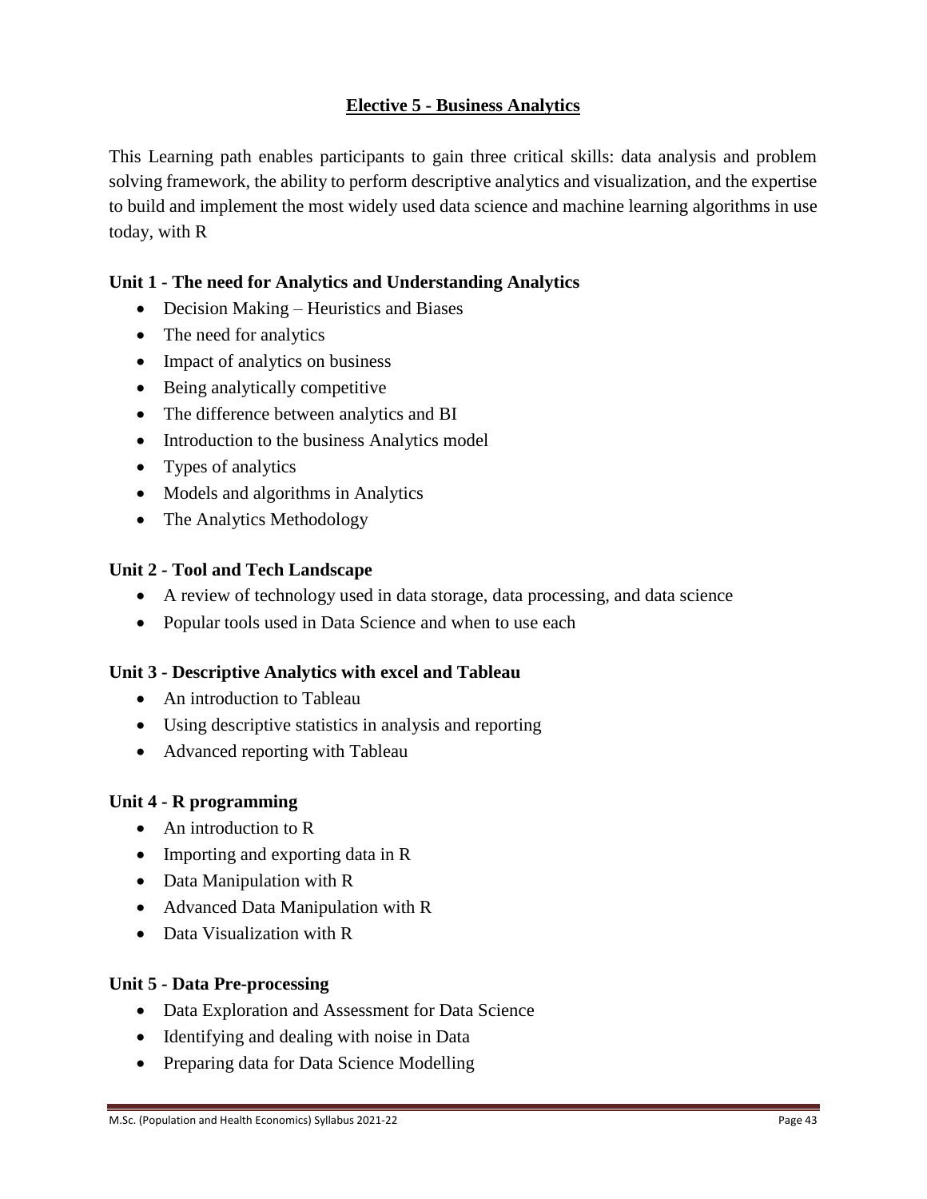## Elective 5 - Business Analytics

This Learning path enables participants to gain three critical skills: data analysis and problem solving framework, the ability to perform descriptive analytics and visualization, and the expertise to build and implement the most widely used data science and machine learning algorithms in use today, with R

### Unit 1 - The need for Analytics and Understanding Analytics

- Decision Making – Heuristics and Biases
- The need for analytics
- Impact of analytics on business
- Being analytically competitive
- The difference between analytics and BI
- Introduction to the business Analytics model
- Types of analytics
- Models and algorithms in Analytics
- The Analytics Methodology

### Unit 2 - Tool and Tech Landscape

- A review of technology used in data storage, data processing, and data science
- Popular tools used in Data Science and when to use each

### Unit 3 - Descriptive Analytics with excel and Tableau

- An introduction to Tableau
- Using descriptive statistics in analysis and reporting
- Advanced reporting with Tableau

### Unit 4 - R programming

- An introduction to R
- Importing and exporting data in R
- Data Manipulation with R
- Advanced Data Manipulation with R
- Data Visualization with R

### Unit 5 - Data Pre-processing

- Data Exploration and Assessment for Data Science
- Identifying and dealing with noise in Data
- Preparing data for Data Science Modelling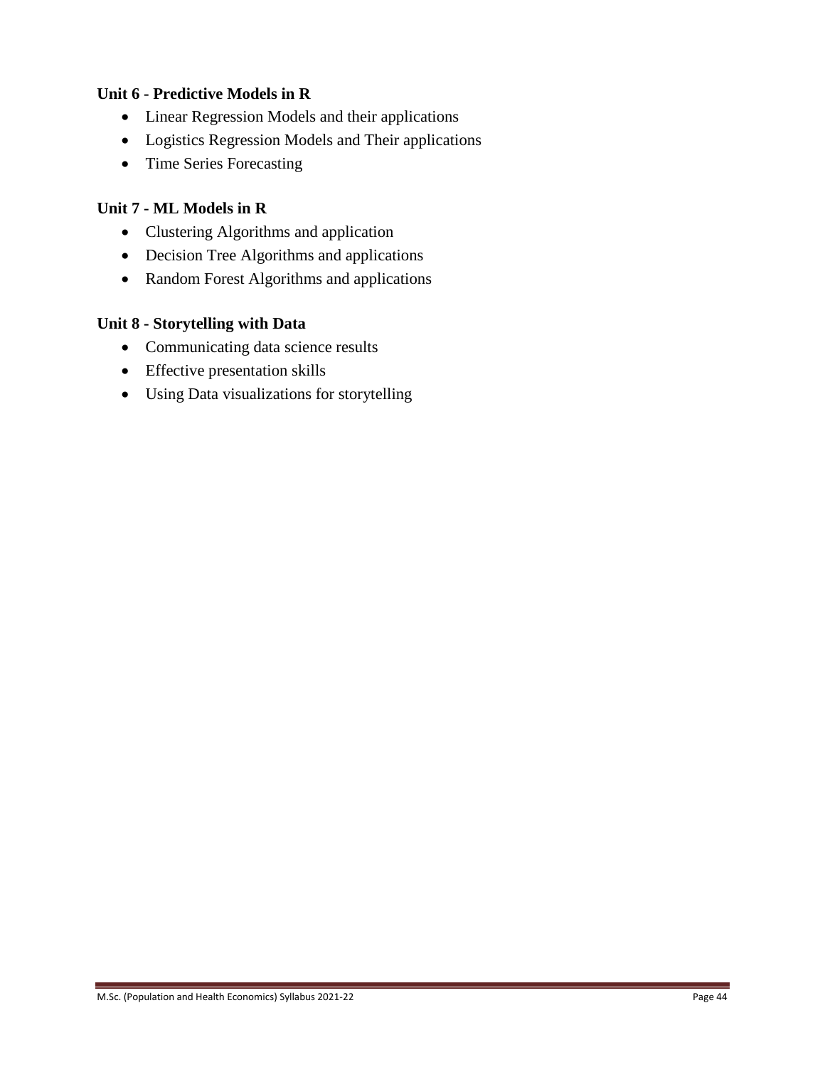**Unit 6 - Predictive Models in R**

- Linear Regression Models and their applications
- Logistics Regression Models and Their applications
- Time Series Forecasting

**Unit 7 - ML Models in R**

- Clustering Algorithms and application
- Decision Tree Algorithms and applications
- Random Forest Algorithms and applications

**Unit 8 - Storytelling with Data**

- Communicating data science results
- Effective presentation skills
- Using Data visualizations for storytelling